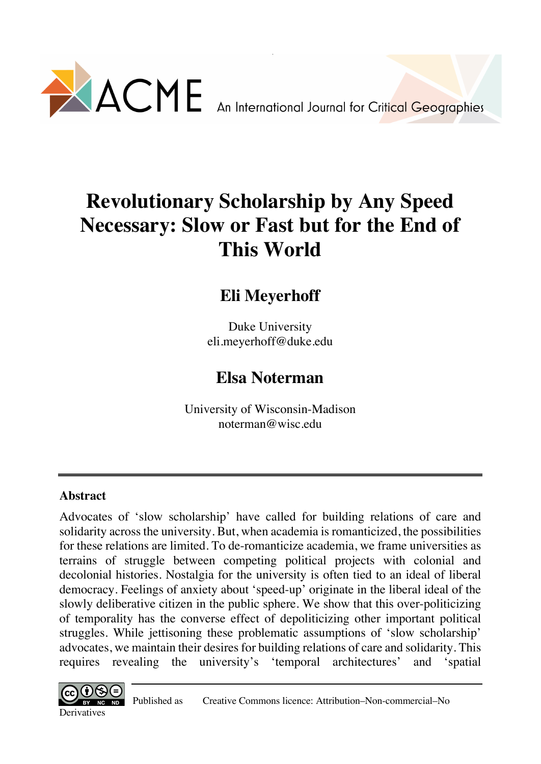# Revolutionary Scholarship by Any Speed Necessary: Slow or Fast but for the End of This World

## Eli Meyerhoff

Duke University
eli.meyerhoff@duke.edu

## Elsa Noterman

University of Wisconsin-Madison
noterman@wisc.edu

### Abstract

Advocates of 'slow scholarship' have called for building relations of care and solidarity across the university. But, when academia is romanticized, the possibilities for these relations are limited. To de-romanticize academia, we frame universities as terrains of struggle between competing political projects with colonial and decolonial histories. Nostalgia for the university is often tied to an ideal of liberal democracy. Feelings of anxiety about 'speed-up' originate in the liberal ideal of the slowly deliberative citizen in the public sphere. We show that this over-politicizing of temporality has the converse effect of depoliticizing other important political struggles. While jettisoning these problematic assumptions of 'slow scholarship' advocates, we maintain their desires for building relations of care and solidarity. This requires revealing the university's 'temporal architectures' and 'spatial

Published as Creative Commons licence: Attribution–Non-commercial–No Derivatives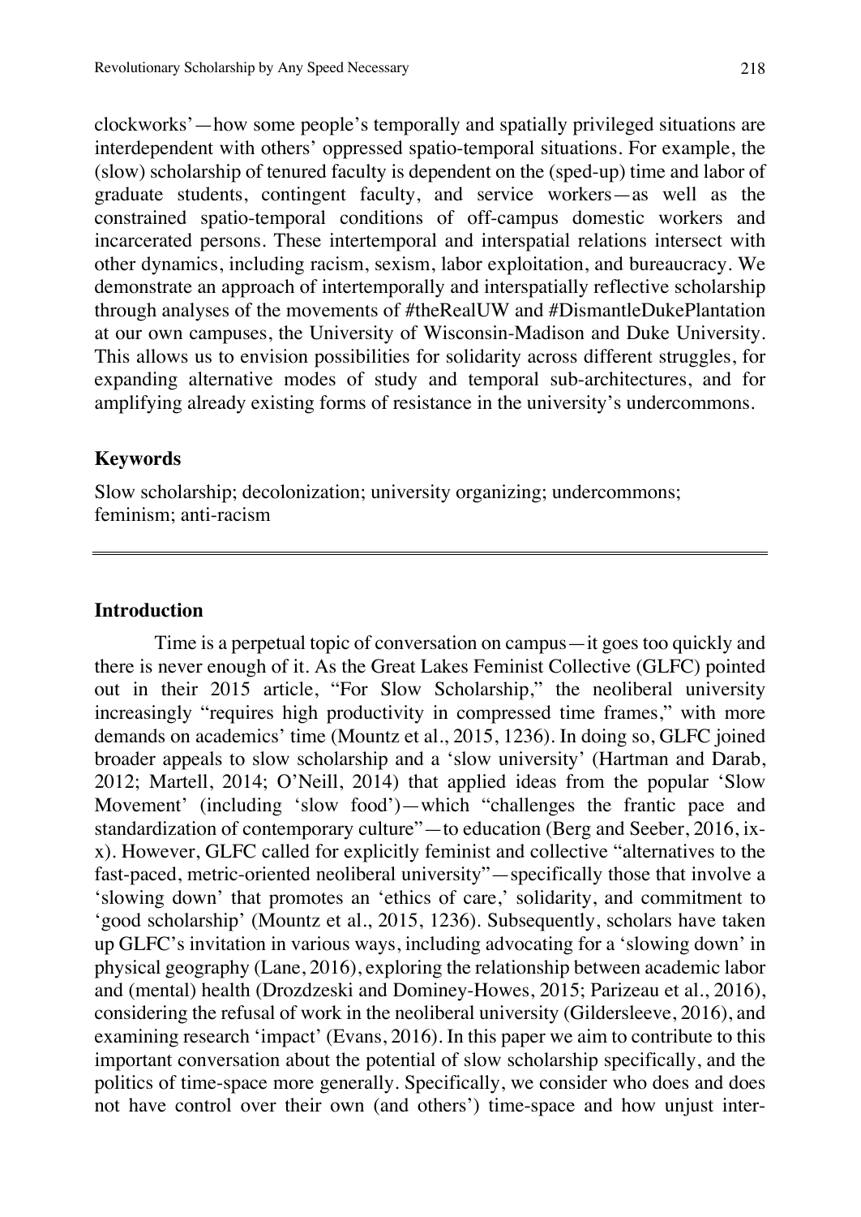clockworks'—how some people's temporally and spatially privileged situations are interdependent with others' oppressed spatio-temporal situations. For example, the (slow) scholarship of tenured faculty is dependent on the (sped-up) time and labor of graduate students, contingent faculty, and service workers—as well as the constrained spatio-temporal conditions of off-campus domestic workers and incarcerated persons. These intertemporal and interspatial relations intersect with other dynamics, including racism, sexism, labor exploitation, and bureaucracy. We demonstrate an approach of intertemporally and interspatially reflective scholarship through analyses of the movements of #theRealUW and #DismantleDukePlantation at our own campuses, the University of Wisconsin-Madison and Duke University. This allows us to envision possibilities for solidarity across different struggles, for expanding alternative modes of study and temporal sub-architectures, and for amplifying already existing forms of resistance in the university's undercommons.

### Keywords

Slow scholarship; decolonization; university organizing; undercommons; feminism; anti-racism

---

## Introduction

Time is a perpetual topic of conversation on campus—it goes too quickly and there is never enough of it. As the Great Lakes Feminist Collective (GLFC) pointed out in their 2015 article, "For Slow Scholarship," the neoliberal university increasingly "requires high productivity in compressed time frames," with more demands on academics' time (Mountz et al., 2015, 1236). In doing so, GLFC joined broader appeals to slow scholarship and a 'slow university' (Hartman and Darab, 2012; Martell, 2014; O'Neill, 2014) that applied ideas from the popular 'Slow Movement' (including 'slow food')—which "challenges the frantic pace and standardization of contemporary culture"—to education (Berg and Seeber, 2016, ix-x). However, GLFC called for explicitly feminist and collective "alternatives to the fast-paced, metric-oriented neoliberal university"—specifically those that involve a 'slowing down' that promotes an 'ethics of care,' solidarity, and commitment to 'good scholarship' (Mountz et al., 2015, 1236). Subsequently, scholars have taken up GLFC's invitation in various ways, including advocating for a 'slowing down' in physical geography (Lane, 2016), exploring the relationship between academic labor and (mental) health (Drozdzeski and Dominey-Howes, 2015; Parizeau et al., 2016), considering the refusal of work in the neoliberal university (Gildersleeve, 2016), and examining research 'impact' (Evans, 2016). In this paper we aim to contribute to this important conversation about the potential of slow scholarship specifically, and the politics of time-space more generally. Specifically, we consider who does and does not have control over their own (and others') time-space and how unjust inter-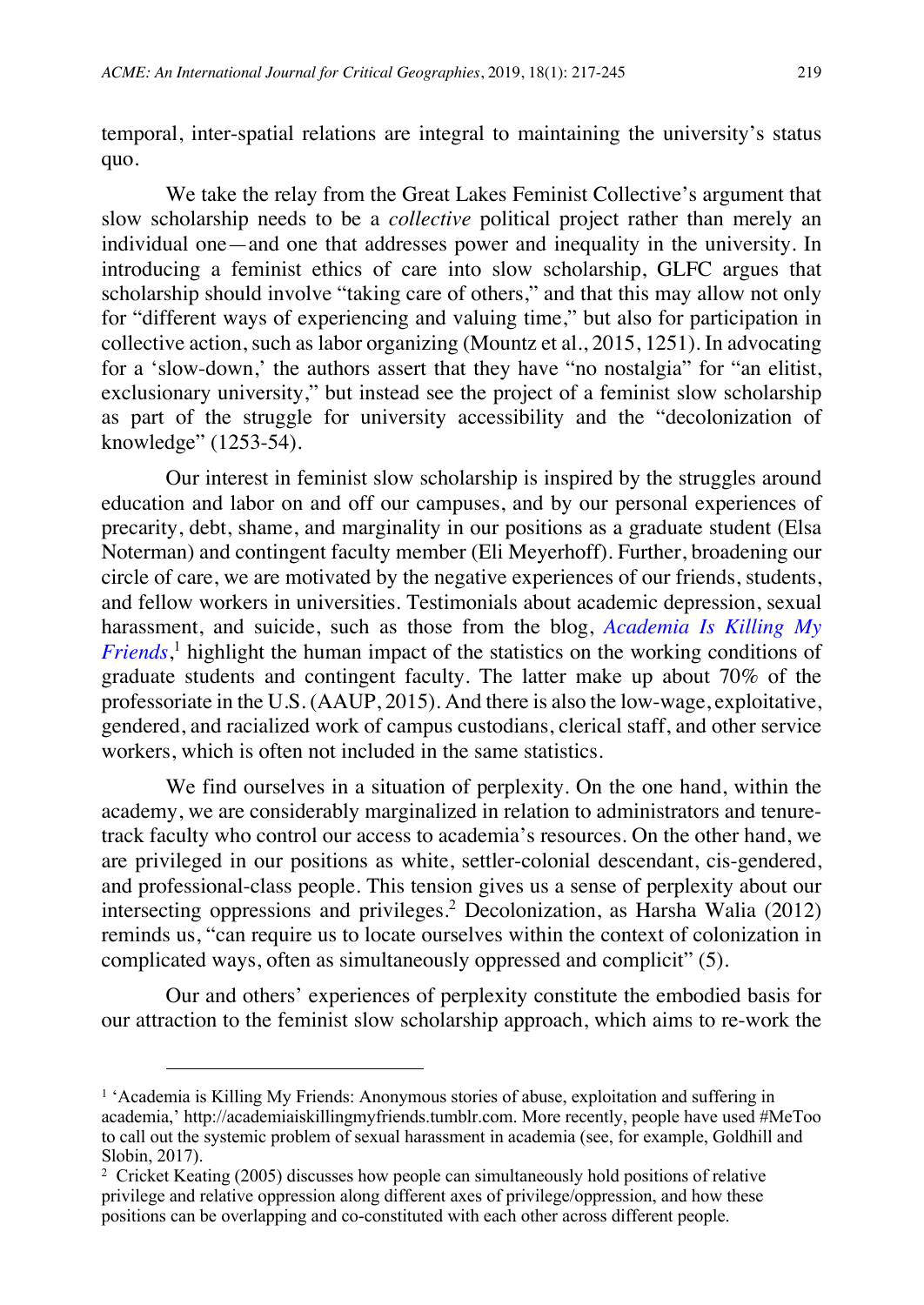temporal, inter-spatial relations are integral to maintaining the university's status quo.

We take the relay from the Great Lakes Feminist Collective's argument that slow scholarship needs to be a *collective* political project rather than merely an individual one—and one that addresses power and inequality in the university. In introducing a feminist ethics of care into slow scholarship, GLFC argues that scholarship should involve "taking care of others," and that this may allow not only for "different ways of experiencing and valuing time," but also for participation in collective action, such as labor organizing (Mountz et al., 2015, 1251). In advocating for a 'slow-down,' the authors assert that they have "no nostalgia" for "an elitist, exclusionary university," but instead see the project of a feminist slow scholarship as part of the struggle for university accessibility and the "decolonization of knowledge" (1253-54).

Our interest in feminist slow scholarship is inspired by the struggles around education and labor on and off our campuses, and by our personal experiences of precarity, debt, shame, and marginality in our positions as a graduate student (Elsa Noterman) and contingent faculty member (Eli Meyerhoff). Further, broadening our circle of care, we are motivated by the negative experiences of our friends, students, and fellow workers in universities. Testimonials about academic depression, sexual harassment, and suicide, such as those from the blog, *Academia Is Killing My Friends*,[1] highlight the human impact of the statistics on the working conditions of graduate students and contingent faculty. The latter make up about 70% of the professoriate in the U.S. (AAUP, 2015). And there is also the low-wage, exploitative, gendered, and racialized work of campus custodians, clerical staff, and other service workers, which is often not included in the same statistics.

We find ourselves in a situation of perplexity. On the one hand, within the academy, we are considerably marginalized in relation to administrators and tenure-track faculty who control our access to academia's resources. On the other hand, we are privileged in our positions as white, settler-colonial descendant, cis-gendered, and professional-class people. This tension gives us a sense of perplexity about our intersecting oppressions and privileges.[2] Decolonization, as Harsha Walia (2012) reminds us, "can require us to locate ourselves within the context of colonization in complicated ways, often as simultaneously oppressed and complicit" (5).

Our and others' experiences of perplexity constitute the embodied basis for our attraction to the feminist slow scholarship approach, which aims to re-work the

---

[1] 'Academia is Killing My Friends: Anonymous stories of abuse, exploitation and suffering in academia,' http://academiaiskillingmyfriends.tumblr.com. More recently, people have used #MeToo to call out the systemic problem of sexual harassment in academia (see, for example, Goldhill and Slobin, 2017).

[2] Cricket Keating (2005) discusses how people can simultaneously hold positions of relative privilege and relative oppression along different axes of privilege/oppression, and how these positions can be overlapping and co-constituted with each other across different people.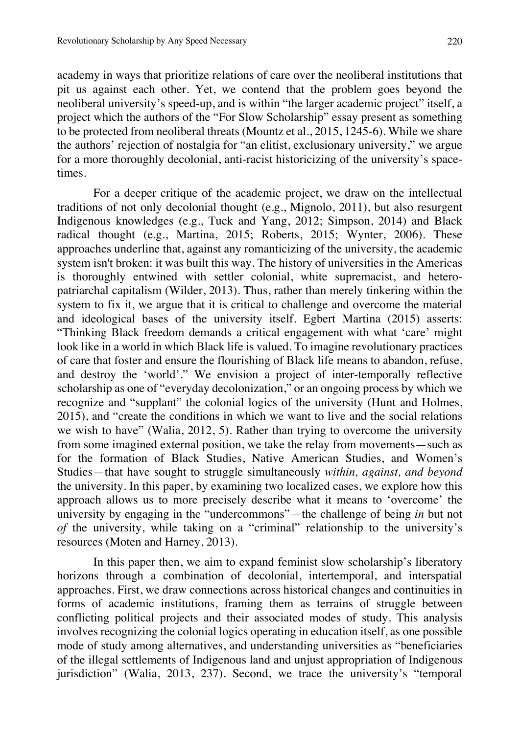academy in ways that prioritize relations of care over the neoliberal institutions that pit us against each other. Yet, we contend that the problem goes beyond the neoliberal university's speed-up, and is within "the larger academic project" itself, a project which the authors of the "For Slow Scholarship" essay present as something to be protected from neoliberal threats (Mountz et al., 2015, 1245-6). While we share the authors' rejection of nostalgia for "an elitist, exclusionary university," we argue for a more thoroughly decolonial, anti-racist historicizing of the university's space-times.

For a deeper critique of the academic project, we draw on the intellectual traditions of not only decolonial thought (e.g., Mignolo, 2011), but also resurgent Indigenous knowledges (e.g., Tuck and Yang, 2012; Simpson, 2014) and Black radical thought (e.g., Martina, 2015; Roberts, 2015; Wynter, 2006). These approaches underline that, against any romanticizing of the university, the academic system isn't broken: it was built this way. The history of universities in the Americas is thoroughly entwined with settler colonial, white supremacist, and hetero-patriarchal capitalism (Wilder, 2013). Thus, rather than merely tinkering within the system to fix it, we argue that it is critical to challenge and overcome the material and ideological bases of the university itself. Egbert Martina (2015) asserts: "Thinking Black freedom demands a critical engagement with what 'care' might look like in a world in which Black life is valued. To imagine revolutionary practices of care that foster and ensure the flourishing of Black life means to abandon, refuse, and destroy the 'world'." We envision a project of inter-temporally reflective scholarship as one of "everyday decolonization," or an ongoing process by which we recognize and "supplant" the colonial logics of the university (Hunt and Holmes, 2015), and "create the conditions in which we want to live and the social relations we wish to have" (Walia, 2012, 5). Rather than trying to overcome the university from some imagined external position, we take the relay from movements—such as for the formation of Black Studies, Native American Studies, and Women's Studies—that have sought to struggle simultaneously *within, against, and beyond* the university. In this paper, by examining two localized cases, we explore how this approach allows us to more precisely describe what it means to 'overcome' the university by engaging in the "undercommons"—the challenge of being *in* but not *of* the university, while taking on a "criminal" relationship to the university's resources (Moten and Harney, 2013).

In this paper then, we aim to expand feminist slow scholarship's liberatory horizons through a combination of decolonial, intertemporal, and interspatial approaches. First, we draw connections across historical changes and continuities in forms of academic institutions, framing them as terrains of struggle between conflicting political projects and their associated modes of study. This analysis involves recognizing the colonial logics operating in education itself, as one possible mode of study among alternatives, and understanding universities as "beneficiaries of the illegal settlements of Indigenous land and unjust appropriation of Indigenous jurisdiction" (Walia, 2013, 237). Second, we trace the university's "temporal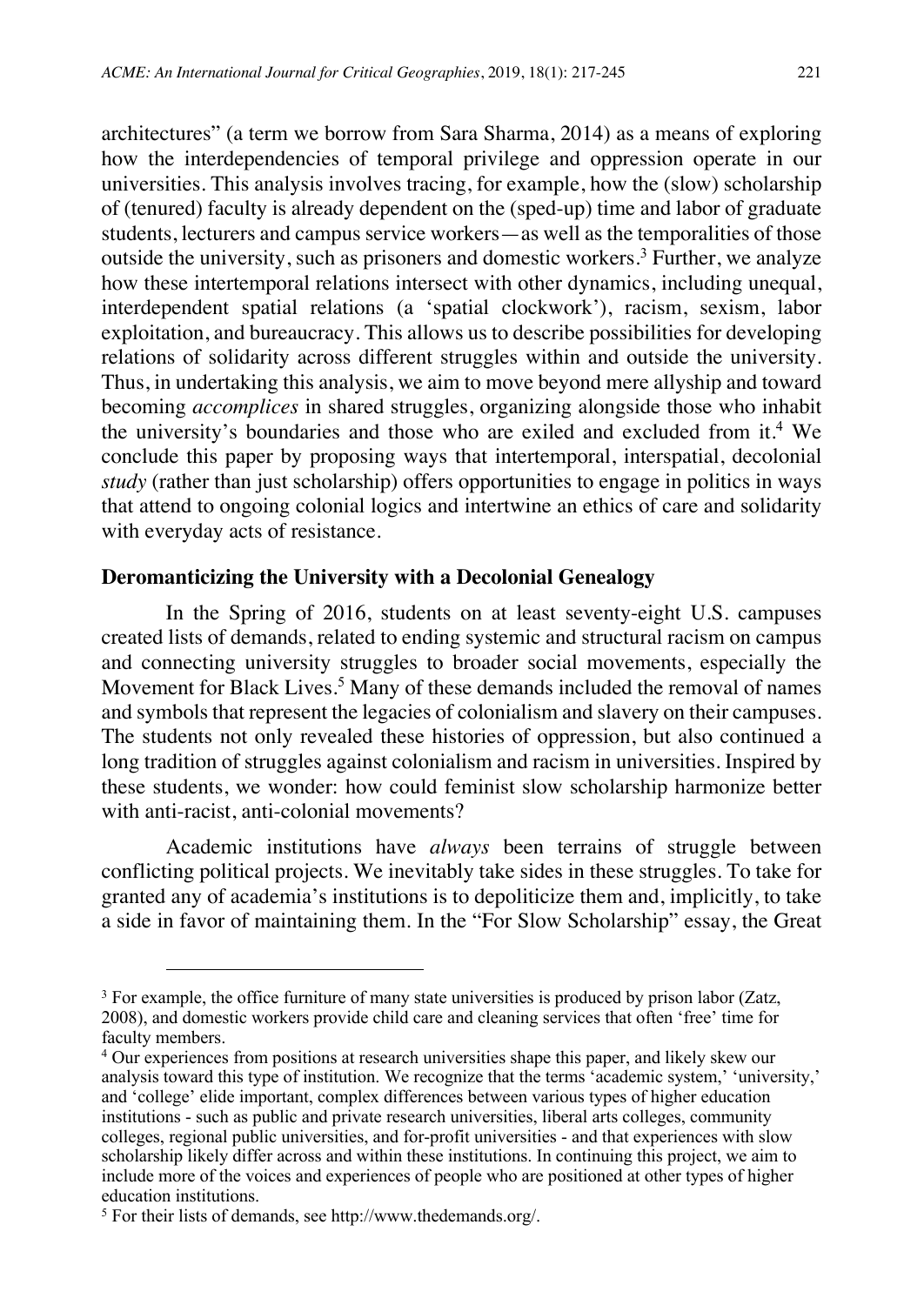architectures" (a term we borrow from Sara Sharma, 2014) as a means of exploring how the interdependencies of temporal privilege and oppression operate in our universities. This analysis involves tracing, for example, how the (slow) scholarship of (tenured) faculty is already dependent on the (sped-up) time and labor of graduate students, lecturers and campus service workers—as well as the temporalities of those outside the university, such as prisoners and domestic workers.[3] Further, we analyze how these intertemporal relations intersect with other dynamics, including unequal, interdependent spatial relations (a 'spatial clockwork'), racism, sexism, labor exploitation, and bureaucracy. This allows us to describe possibilities for developing relations of solidarity across different struggles within and outside the university. Thus, in undertaking this analysis, we aim to move beyond mere allyship and toward becoming *accomplices* in shared struggles, organizing alongside those who inhabit the university's boundaries and those who are exiled and excluded from it.[4] We conclude this paper by proposing ways that intertemporal, interspatial, decolonial *study* (rather than just scholarship) offers opportunities to engage in politics in ways that attend to ongoing colonial logics and intertwine an ethics of care and solidarity with everyday acts of resistance.

## Deromanticizing the University with a Decolonial Genealogy

In the Spring of 2016, students on at least seventy-eight U.S. campuses created lists of demands, related to ending systemic and structural racism on campus and connecting university struggles to broader social movements, especially the Movement for Black Lives.[5] Many of these demands included the removal of names and symbols that represent the legacies of colonialism and slavery on their campuses. The students not only revealed these histories of oppression, but also continued a long tradition of struggles against colonialism and racism in universities. Inspired by these students, we wonder: how could feminist slow scholarship harmonize better with anti-racist, anti-colonial movements?

Academic institutions have *always* been terrains of struggle between conflicting political projects. We inevitably take sides in these struggles. To take for granted any of academia's institutions is to depoliticize them and, implicitly, to take a side in favor of maintaining them. In the "For Slow Scholarship" essay, the Great

---

[3] For example, the office furniture of many state universities is produced by prison labor (Zatz, 2008), and domestic workers provide child care and cleaning services that often 'free' time for faculty members.

[4] Our experiences from positions at research universities shape this paper, and likely skew our analysis toward this type of institution. We recognize that the terms 'academic system,' 'university,' and 'college' elide important, complex differences between various types of higher education institutions - such as public and private research universities, liberal arts colleges, community colleges, regional public universities, and for-profit universities - and that experiences with slow scholarship likely differ across and within these institutions. In continuing this project, we aim to include more of the voices and experiences of people who are positioned at other types of higher education institutions.

[5] For their lists of demands, see http://www.thedemands.org/.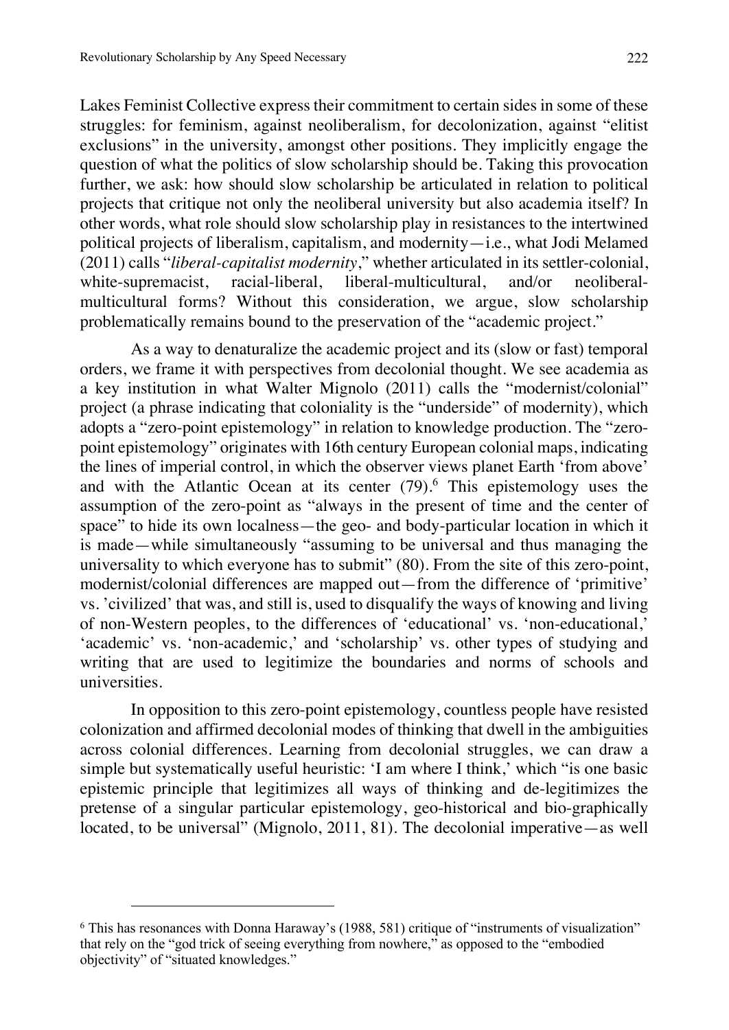Lakes Feminist Collective express their commitment to certain sides in some of these struggles: for feminism, against neoliberalism, for decolonization, against "elitist exclusions" in the university, amongst other positions. They implicitly engage the question of what the politics of slow scholarship should be. Taking this provocation further, we ask: how should slow scholarship be articulated in relation to political projects that critique not only the neoliberal university but also academia itself? In other words, what role should slow scholarship play in resistances to the intertwined political projects of liberalism, capitalism, and modernity—i.e., what Jodi Melamed (2011) calls "*liberal-capitalist modernity*," whether articulated in its settler-colonial, white-supremacist, racial-liberal, liberal-multicultural, and/or neoliberal-multicultural forms? Without this consideration, we argue, slow scholarship problematically remains bound to the preservation of the "academic project."

As a way to denaturalize the academic project and its (slow or fast) temporal orders, we frame it with perspectives from decolonial thought. We see academia as a key institution in what Walter Mignolo (2011) calls the "modernist/colonial" project (a phrase indicating that coloniality is the "underside" of modernity), which adopts a "zero-point epistemology" in relation to knowledge production. The "zero-point epistemology" originates with 16th century European colonial maps, indicating the lines of imperial control, in which the observer views planet Earth 'from above' and with the Atlantic Ocean at its center (79).[6] This epistemology uses the assumption of the zero-point as "always in the present of time and the center of space" to hide its own localness—the geo- and body-particular location in which it is made—while simultaneously "assuming to be universal and thus managing the universality to which everyone has to submit" (80). From the site of this zero-point, modernist/colonial differences are mapped out—from the difference of 'primitive' vs. 'civilized' that was, and still is, used to disqualify the ways of knowing and living of non-Western peoples, to the differences of 'educational' vs. 'non-educational,' 'academic' vs. 'non-academic,' and 'scholarship' vs. other types of studying and writing that are used to legitimize the boundaries and norms of schools and universities.

In opposition to this zero-point epistemology, countless people have resisted colonization and affirmed decolonial modes of thinking that dwell in the ambiguities across colonial differences. Learning from decolonial struggles, we can draw a simple but systematically useful heuristic: 'I am where I think,' which "is one basic epistemic principle that legitimizes all ways of thinking and de-legitimizes the pretense of a singular particular epistemology, geo-historical and bio-graphically located, to be universal" (Mignolo, 2011, 81). The decolonial imperative—as well

[6] This has resonances with Donna Haraway's (1988, 581) critique of "instruments of visualization" that rely on the "god trick of seeing everything from nowhere," as opposed to the "embodied objectivity" of "situated knowledges."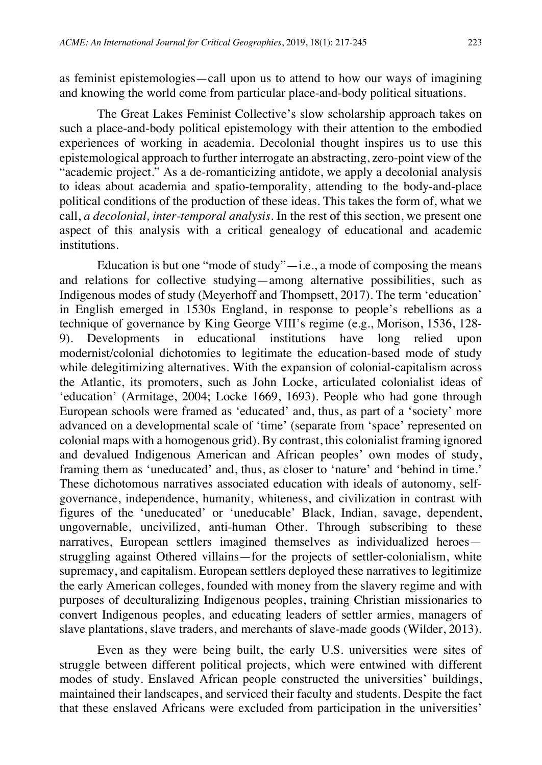as feminist epistemologies—call upon us to attend to how our ways of imagining and knowing the world come from particular place-and-body political situations.

The Great Lakes Feminist Collective's slow scholarship approach takes on such a place-and-body political epistemology with their attention to the embodied experiences of working in academia. Decolonial thought inspires us to use this epistemological approach to further interrogate an abstracting, zero-point view of the "academic project." As a de-romanticizing antidote, we apply a decolonial analysis to ideas about academia and spatio-temporality, attending to the body-and-place political conditions of the production of these ideas. This takes the form of, what we call, *a decolonial, inter-temporal analysis*. In the rest of this section, we present one aspect of this analysis with a critical genealogy of educational and academic institutions.

Education is but one "mode of study"—i.e., a mode of composing the means and relations for collective studying—among alternative possibilities, such as Indigenous modes of study (Meyerhoff and Thompsett, 2017). The term 'education' in English emerged in 1530s England, in response to people's rebellions as a technique of governance by King George VIII's regime (e.g., Morison, 1536, 128-9). Developments in educational institutions have long relied upon modernist/colonial dichotomies to legitimate the education-based mode of study while delegitimizing alternatives. With the expansion of colonial-capitalism across the Atlantic, its promoters, such as John Locke, articulated colonialist ideas of 'education' (Armitage, 2004; Locke 1669, 1693). People who had gone through European schools were framed as 'educated' and, thus, as part of a 'society' more advanced on a developmental scale of 'time' (separate from 'space' represented on colonial maps with a homogenous grid). By contrast, this colonialist framing ignored and devalued Indigenous American and African peoples' own modes of study, framing them as 'uneducated' and, thus, as closer to 'nature' and 'behind in time.' These dichotomous narratives associated education with ideals of autonomy, self-governance, independence, humanity, whiteness, and civilization in contrast with figures of the 'uneducated' or 'uneducable' Black, Indian, savage, dependent, ungovernable, uncivilized, anti-human Other. Through subscribing to these narratives, European settlers imagined themselves as individualized heroes—struggling against Othered villains—for the projects of settler-colonialism, white supremacy, and capitalism. European settlers deployed these narratives to legitimize the early American colleges, founded with money from the slavery regime and with purposes of deculturalizing Indigenous peoples, training Christian missionaries to convert Indigenous peoples, and educating leaders of settler armies, managers of slave plantations, slave traders, and merchants of slave-made goods (Wilder, 2013).

Even as they were being built, the early U.S. universities were sites of struggle between different political projects, which were entwined with different modes of study. Enslaved African people constructed the universities' buildings, maintained their landscapes, and serviced their faculty and students. Despite the fact that these enslaved Africans were excluded from participation in the universities'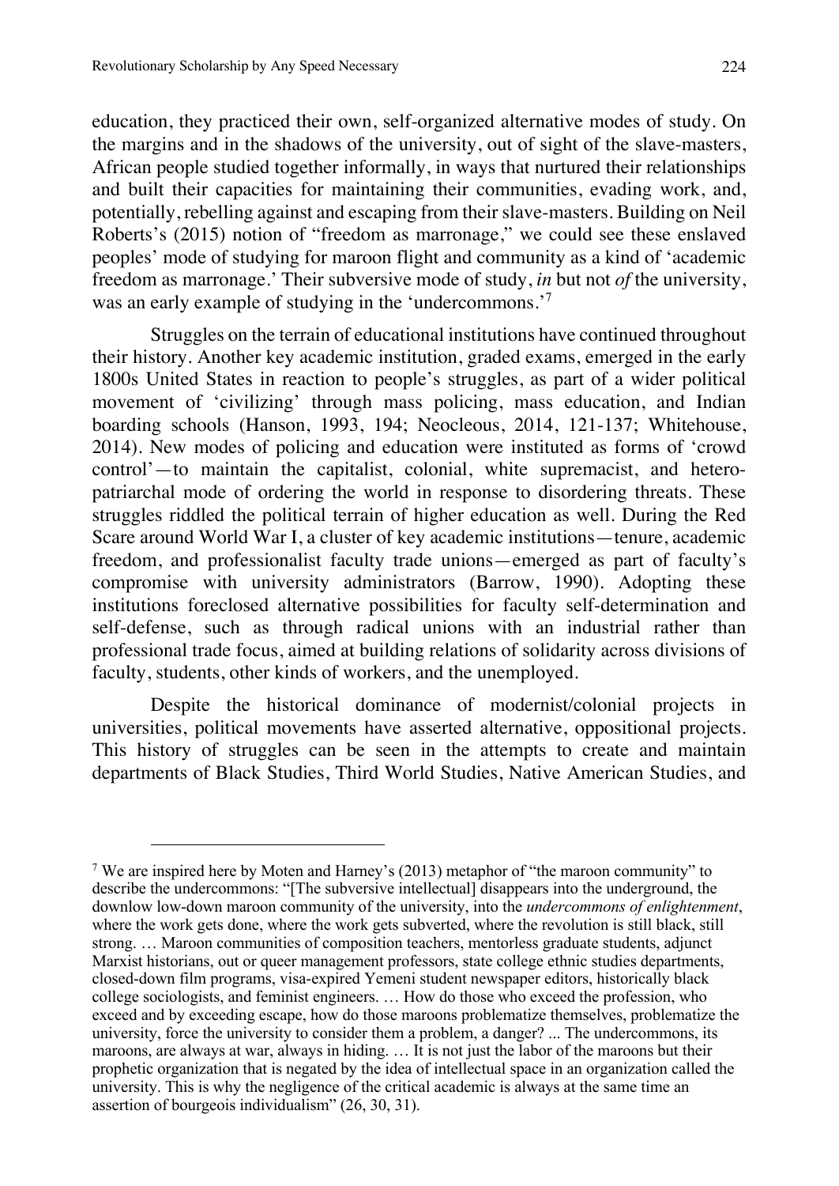education, they practiced their own, self-organized alternative modes of study. On the margins and in the shadows of the university, out of sight of the slave-masters, African people studied together informally, in ways that nurtured their relationships and built their capacities for maintaining their communities, evading work, and, potentially, rebelling against and escaping from their slave-masters. Building on Neil Roberts's (2015) notion of "freedom as marronage," we could see these enslaved peoples' mode of studying for maroon flight and community as a kind of 'academic freedom as marronage.' Their subversive mode of study, *in* but not *of* the university, was an early example of studying in the 'undercommons.'[7]

Struggles on the terrain of educational institutions have continued throughout their history. Another key academic institution, graded exams, emerged in the early 1800s United States in reaction to people's struggles, as part of a wider political movement of 'civilizing' through mass policing, mass education, and Indian boarding schools (Hanson, 1993, 194; Neocleous, 2014, 121-137; Whitehouse, 2014). New modes of policing and education were instituted as forms of 'crowd control'—to maintain the capitalist, colonial, white supremacist, and hetero-patriarchal mode of ordering the world in response to disordering threats. These struggles riddled the political terrain of higher education as well. During the Red Scare around World War I, a cluster of key academic institutions—tenure, academic freedom, and professionalist faculty trade unions—emerged as part of faculty's compromise with university administrators (Barrow, 1990). Adopting these institutions foreclosed alternative possibilities for faculty self-determination and self-defense, such as through radical unions with an industrial rather than professional trade focus, aimed at building relations of solidarity across divisions of faculty, students, other kinds of workers, and the unemployed.

Despite the historical dominance of modernist/colonial projects in universities, political movements have asserted alternative, oppositional projects. This history of struggles can be seen in the attempts to create and maintain departments of Black Studies, Third World Studies, Native American Studies, and

---

[7] We are inspired here by Moten and Harney's (2013) metaphor of "the maroon community" to describe the undercommons: "[The subversive intellectual] disappears into the underground, the downlow low-down maroon community of the university, into the *undercommons of enlightenment*, where the work gets done, where the work gets subverted, where the revolution is still black, still strong. … Maroon communities of composition teachers, mentorless graduate students, adjunct Marxist historians, out or queer management professors, state college ethnic studies departments, closed-down film programs, visa-expired Yemeni student newspaper editors, historically black college sociologists, and feminist engineers. … How do those who exceed the profession, who exceed and by exceeding escape, how do those maroons problematize themselves, problematize the university, force the university to consider them a problem, a danger? ... The undercommons, its maroons, are always at war, always in hiding. … It is not just the labor of the maroons but their prophetic organization that is negated by the idea of intellectual space in an organization called the university. This is why the negligence of the critical academic is always at the same time an assertion of bourgeois individualism" (26, 30, 31).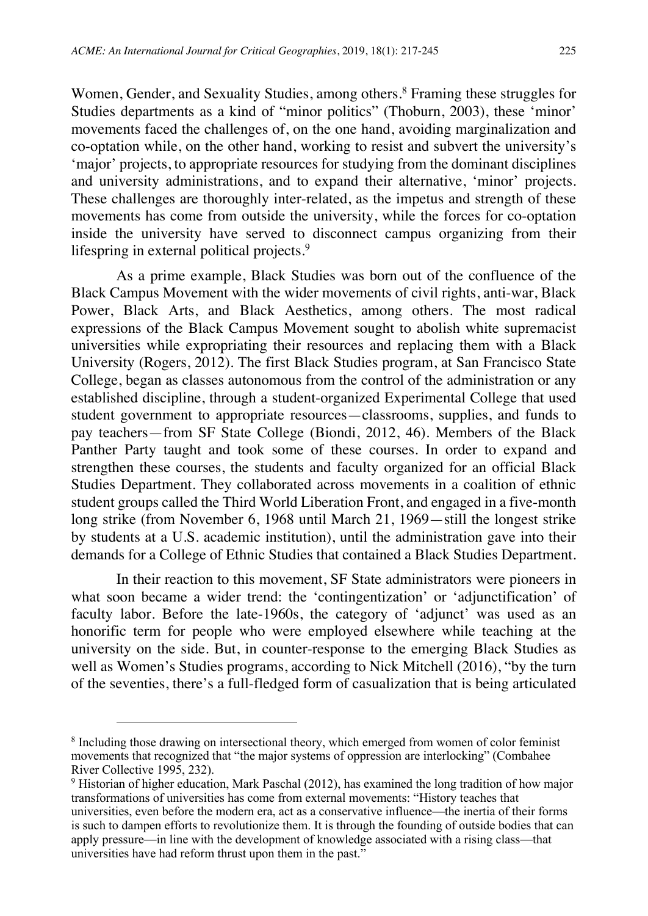Women, Gender, and Sexuality Studies, among others.[8] Framing these struggles for Studies departments as a kind of "minor politics" (Thoburn, 2003), these 'minor' movements faced the challenges of, on the one hand, avoiding marginalization and co-optation while, on the other hand, working to resist and subvert the university's 'major' projects, to appropriate resources for studying from the dominant disciplines and university administrations, and to expand their alternative, 'minor' projects. These challenges are thoroughly inter-related, as the impetus and strength of these movements has come from outside the university, while the forces for co-optation inside the university have served to disconnect campus organizing from their lifespring in external political projects.[9]

As a prime example, Black Studies was born out of the confluence of the Black Campus Movement with the wider movements of civil rights, anti-war, Black Power, Black Arts, and Black Aesthetics, among others. The most radical expressions of the Black Campus Movement sought to abolish white supremacist universities while expropriating their resources and replacing them with a Black University (Rogers, 2012). The first Black Studies program, at San Francisco State College, began as classes autonomous from the control of the administration or any established discipline, through a student-organized Experimental College that used student government to appropriate resources—classrooms, supplies, and funds to pay teachers—from SF State College (Biondi, 2012, 46). Members of the Black Panther Party taught and took some of these courses. In order to expand and strengthen these courses, the students and faculty organized for an official Black Studies Department. They collaborated across movements in a coalition of ethnic student groups called the Third World Liberation Front, and engaged in a five-month long strike (from November 6, 1968 until March 21, 1969—still the longest strike by students at a U.S. academic institution), until the administration gave into their demands for a College of Ethnic Studies that contained a Black Studies Department.

In their reaction to this movement, SF State administrators were pioneers in what soon became a wider trend: the 'contingentization' or 'adjunctification' of faculty labor. Before the late-1960s, the category of 'adjunct' was used as an honorific term for people who were employed elsewhere while teaching at the university on the side. But, in counter-response to the emerging Black Studies as well as Women's Studies programs, according to Nick Mitchell (2016), "by the turn of the seventies, there's a full-fledged form of casualization that is being articulated

---

[8] Including those drawing on intersectional theory, which emerged from women of color feminist movements that recognized that "the major systems of oppression are interlocking" (Combahee River Collective 1995, 232).

[9] Historian of higher education, Mark Paschal (2012), has examined the long tradition of how major transformations of universities has come from external movements: "History teaches that universities, even before the modern era, act as a conservative influence—the inertia of their forms is such to dampen efforts to revolutionize them. It is through the founding of outside bodies that can apply pressure—in line with the development of knowledge associated with a rising class—that universities have had reform thrust upon them in the past."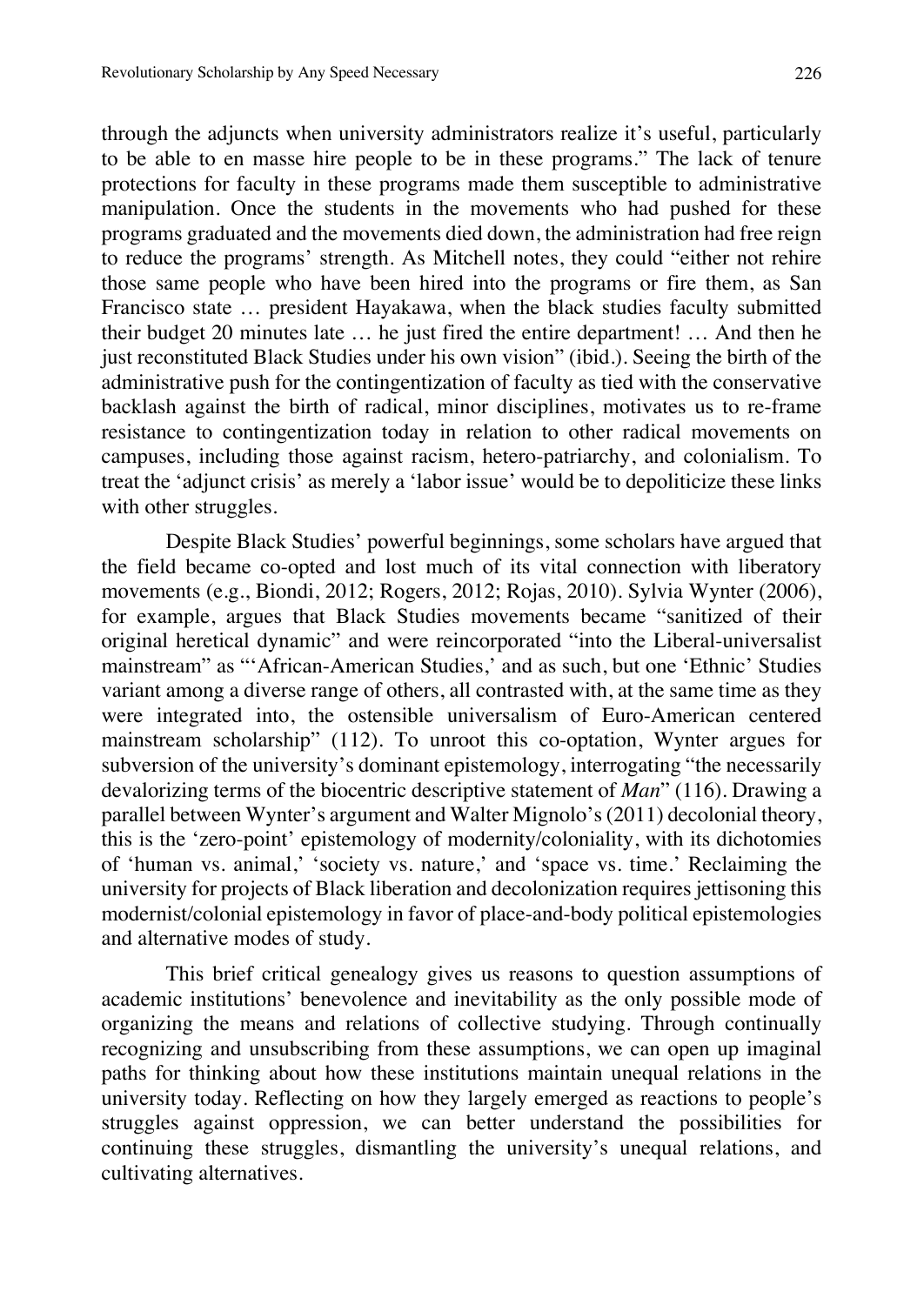through the adjuncts when university administrators realize it's useful, particularly to be able to en masse hire people to be in these programs." The lack of tenure protections for faculty in these programs made them susceptible to administrative manipulation. Once the students in the movements who had pushed for these programs graduated and the movements died down, the administration had free reign to reduce the programs' strength. As Mitchell notes, they could "either not rehire those same people who have been hired into the programs or fire them, as San Francisco state … president Hayakawa, when the black studies faculty submitted their budget 20 minutes late … he just fired the entire department! … And then he just reconstituted Black Studies under his own vision" (ibid.). Seeing the birth of the administrative push for the contingentization of faculty as tied with the conservative backlash against the birth of radical, minor disciplines, motivates us to re-frame resistance to contingentization today in relation to other radical movements on campuses, including those against racism, hetero-patriarchy, and colonialism. To treat the 'adjunct crisis' as merely a 'labor issue' would be to depoliticize these links with other struggles.

Despite Black Studies' powerful beginnings, some scholars have argued that the field became co-opted and lost much of its vital connection with liberatory movements (e.g., Biondi, 2012; Rogers, 2012; Rojas, 2010). Sylvia Wynter (2006), for example, argues that Black Studies movements became "sanitized of their original heretical dynamic" and were reincorporated "into the Liberal-universalist mainstream" as "'African-American Studies,' and as such, but one 'Ethnic' Studies variant among a diverse range of others, all contrasted with, at the same time as they were integrated into, the ostensible universalism of Euro-American centered mainstream scholarship" (112). To unroot this co-optation, Wynter argues for subversion of the university's dominant epistemology, interrogating "the necessarily devalorizing terms of the biocentric descriptive statement of *Man*" (116). Drawing a parallel between Wynter's argument and Walter Mignolo's (2011) decolonial theory, this is the 'zero-point' epistemology of modernity/coloniality, with its dichotomies of 'human vs. animal,' 'society vs. nature,' and 'space vs. time.' Reclaiming the university for projects of Black liberation and decolonization requires jettisoning this modernist/colonial epistemology in favor of place-and-body political epistemologies and alternative modes of study.

This brief critical genealogy gives us reasons to question assumptions of academic institutions' benevolence and inevitability as the only possible mode of organizing the means and relations of collective studying. Through continually recognizing and unsubscribing from these assumptions, we can open up imaginal paths for thinking about how these institutions maintain unequal relations in the university today. Reflecting on how they largely emerged as reactions to people's struggles against oppression, we can better understand the possibilities for continuing these struggles, dismantling the university's unequal relations, and cultivating alternatives.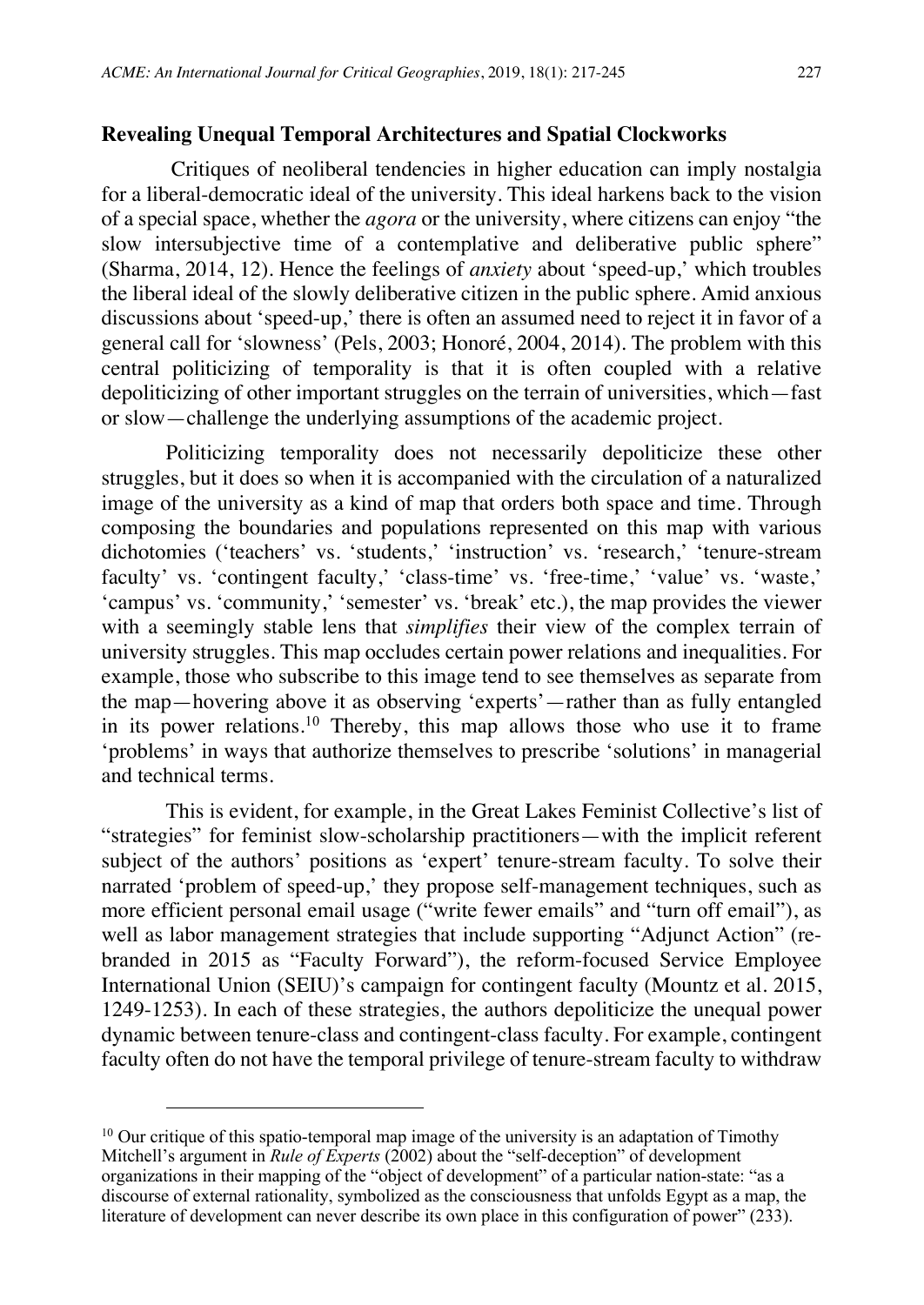### Revealing Unequal Temporal Architectures and Spatial Clockworks

Critiques of neoliberal tendencies in higher education can imply nostalgia for a liberal-democratic ideal of the university. This ideal harkens back to the vision of a special space, whether the *agora* or the university, where citizens can enjoy "the slow intersubjective time of a contemplative and deliberative public sphere" (Sharma, 2014, 12). Hence the feelings of *anxiety* about 'speed-up,' which troubles the liberal ideal of the slowly deliberative citizen in the public sphere. Amid anxious discussions about 'speed-up,' there is often an assumed need to reject it in favor of a general call for 'slowness' (Pels, 2003; Honoré, 2004, 2014). The problem with this central politicizing of temporality is that it is often coupled with a relative depoliticizing of other important struggles on the terrain of universities, which—fast or slow—challenge the underlying assumptions of the academic project.

Politicizing temporality does not necessarily depoliticize these other struggles, but it does so when it is accompanied with the circulation of a naturalized image of the university as a kind of map that orders both space and time. Through composing the boundaries and populations represented on this map with various dichotomies ('teachers' vs. 'students,' 'instruction' vs. 'research,' 'tenure-stream faculty' vs. 'contingent faculty,' 'class-time' vs. 'free-time,' 'value' vs. 'waste,' 'campus' vs. 'community,' 'semester' vs. 'break' etc.), the map provides the viewer with a seemingly stable lens that *simplifies* their view of the complex terrain of university struggles. This map occludes certain power relations and inequalities. For example, those who subscribe to this image tend to see themselves as separate from the map—hovering above it as observing 'experts'—rather than as fully entangled in its power relations.[10] Thereby, this map allows those who use it to frame 'problems' in ways that authorize themselves to prescribe 'solutions' in managerial and technical terms.

This is evident, for example, in the Great Lakes Feminist Collective's list of "strategies" for feminist slow-scholarship practitioners—with the implicit referent subject of the authors' positions as 'expert' tenure-stream faculty. To solve their narrated 'problem of speed-up,' they propose self-management techniques, such as more efficient personal email usage ("write fewer emails" and "turn off email"), as well as labor management strategies that include supporting "Adjunct Action" (re-branded in 2015 as "Faculty Forward"), the reform-focused Service Employee International Union (SEIU)'s campaign for contingent faculty (Mountz et al. 2015, 1249-1253). In each of these strategies, the authors depoliticize the unequal power dynamic between tenure-class and contingent-class faculty. For example, contingent faculty often do not have the temporal privilege of tenure-stream faculty to withdraw

---

[10] Our critique of this spatio-temporal map image of the university is an adaptation of Timothy Mitchell's argument in *Rule of Experts* (2002) about the "self-deception" of development organizations in their mapping of the "object of development" of a particular nation-state: "as a discourse of external rationality, symbolized as the consciousness that unfolds Egypt as a map, the literature of development can never describe its own place in this configuration of power" (233).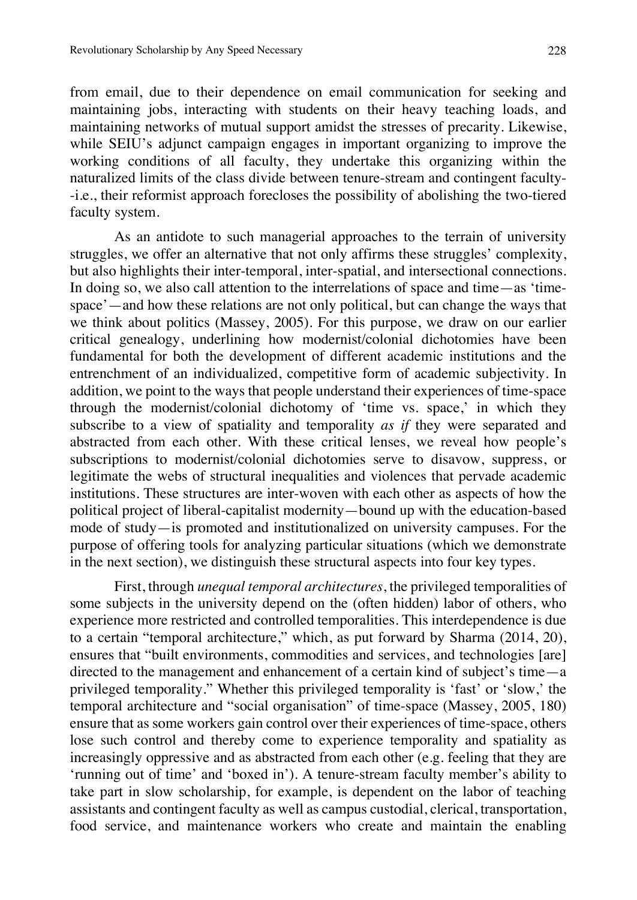from email, due to their dependence on email communication for seeking and maintaining jobs, interacting with students on their heavy teaching loads, and maintaining networks of mutual support amidst the stresses of precarity. Likewise, while SEIU's adjunct campaign engages in important organizing to improve the working conditions of all faculty, they undertake this organizing within the naturalized limits of the class divide between tenure-stream and contingent faculty--i.e., their reformist approach forecloses the possibility of abolishing the two-tiered faculty system.

As an antidote to such managerial approaches to the terrain of university struggles, we offer an alternative that not only affirms these struggles' complexity, but also highlights their inter-temporal, inter-spatial, and intersectional connections. In doing so, we also call attention to the interrelations of space and time—as 'time-space'—and how these relations are not only political, but can change the ways that we think about politics (Massey, 2005). For this purpose, we draw on our earlier critical genealogy, underlining how modernist/colonial dichotomies have been fundamental for both the development of different academic institutions and the entrenchment of an individualized, competitive form of academic subjectivity. In addition, we point to the ways that people understand their experiences of time-space through the modernist/colonial dichotomy of 'time vs. space,' in which they subscribe to a view of spatiality and temporality *as if* they were separated and abstracted from each other. With these critical lenses, we reveal how people's subscriptions to modernist/colonial dichotomies serve to disavow, suppress, or legitimate the webs of structural inequalities and violences that pervade academic institutions. These structures are inter-woven with each other as aspects of how the political project of liberal-capitalist modernity—bound up with the education-based mode of study—is promoted and institutionalized on university campuses. For the purpose of offering tools for analyzing particular situations (which we demonstrate in the next section), we distinguish these structural aspects into four key types.

First, through *unequal temporal architectures*, the privileged temporalities of some subjects in the university depend on the (often hidden) labor of others, who experience more restricted and controlled temporalities. This interdependence is due to a certain "temporal architecture," which, as put forward by Sharma (2014, 20), ensures that "built environments, commodities and services, and technologies [are] directed to the management and enhancement of a certain kind of subject's time—a privileged temporality." Whether this privileged temporality is 'fast' or 'slow,' the temporal architecture and "social organisation" of time-space (Massey, 2005, 180) ensure that as some workers gain control over their experiences of time-space, others lose such control and thereby come to experience temporality and spatiality as increasingly oppressive and as abstracted from each other (e.g. feeling that they are 'running out of time' and 'boxed in'). A tenure-stream faculty member's ability to take part in slow scholarship, for example, is dependent on the labor of teaching assistants and contingent faculty as well as campus custodial, clerical, transportation, food service, and maintenance workers who create and maintain the enabling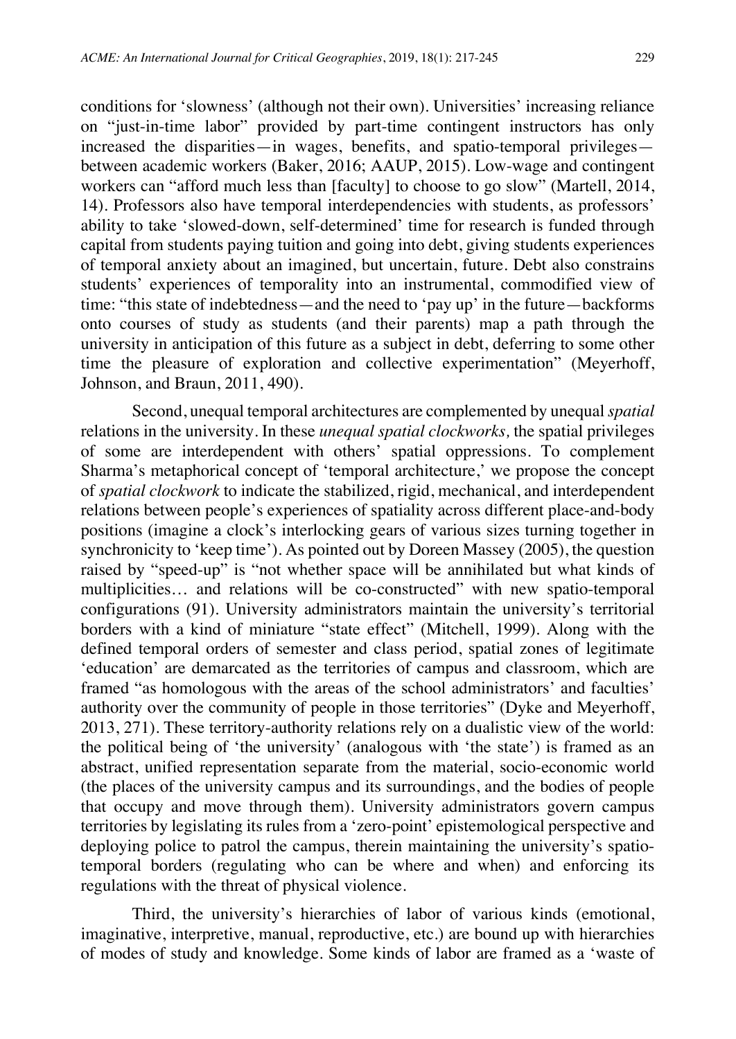conditions for 'slowness' (although not their own). Universities' increasing reliance on "just-in-time labor" provided by part-time contingent instructors has only increased the disparities—in wages, benefits, and spatio-temporal privileges—between academic workers (Baker, 2016; AAUP, 2015). Low-wage and contingent workers can "afford much less than [faculty] to choose to go slow" (Martell, 2014, 14). Professors also have temporal interdependencies with students, as professors' ability to take 'slowed-down, self-determined' time for research is funded through capital from students paying tuition and going into debt, giving students experiences of temporal anxiety about an imagined, but uncertain, future. Debt also constrains students' experiences of temporality into an instrumental, commodified view of time: "this state of indebtedness—and the need to 'pay up' in the future—backforms onto courses of study as students (and their parents) map a path through the university in anticipation of this future as a subject in debt, deferring to some other time the pleasure of exploration and collective experimentation" (Meyerhoff, Johnson, and Braun, 2011, 490).

Second, unequal temporal architectures are complemented by unequal *spatial* relations in the university. In these *unequal spatial clockworks,* the spatial privileges of some are interdependent with others' spatial oppressions. To complement Sharma's metaphorical concept of 'temporal architecture,' we propose the concept of *spatial clockwork* to indicate the stabilized, rigid, mechanical, and interdependent relations between people's experiences of spatiality across different place-and-body positions (imagine a clock's interlocking gears of various sizes turning together in synchronicity to 'keep time'). As pointed out by Doreen Massey (2005), the question raised by "speed-up" is "not whether space will be annihilated but what kinds of multiplicities… and relations will be co-constructed" with new spatio-temporal configurations (91). University administrators maintain the university's territorial borders with a kind of miniature "state effect" (Mitchell, 1999). Along with the defined temporal orders of semester and class period, spatial zones of legitimate 'education' are demarcated as the territories of campus and classroom, which are framed "as homologous with the areas of the school administrators' and faculties' authority over the community of people in those territories" (Dyke and Meyerhoff, 2013, 271). These territory-authority relations rely on a dualistic view of the world: the political being of 'the university' (analogous with 'the state') is framed as an abstract, unified representation separate from the material, socio-economic world (the places of the university campus and its surroundings, and the bodies of people that occupy and move through them). University administrators govern campus territories by legislating its rules from a 'zero-point' epistemological perspective and deploying police to patrol the campus, therein maintaining the university's spatio-temporal borders (regulating who can be where and when) and enforcing its regulations with the threat of physical violence.

Third, the university's hierarchies of labor of various kinds (emotional, imaginative, interpretive, manual, reproductive, etc.) are bound up with hierarchies of modes of study and knowledge. Some kinds of labor are framed as a 'waste of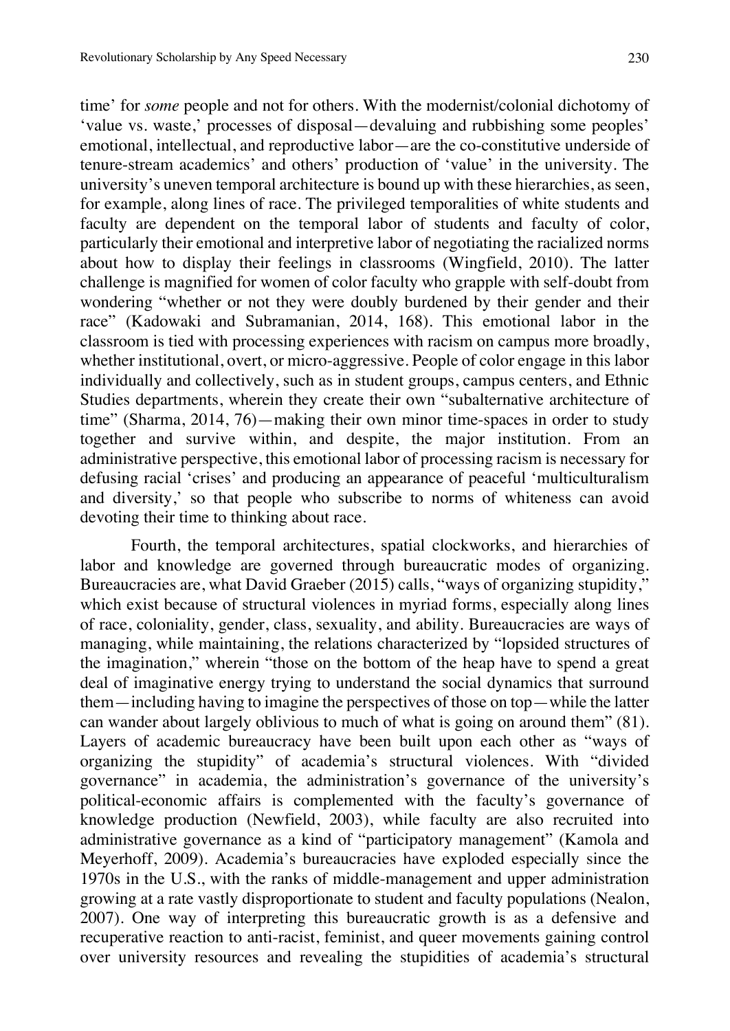time' for *some* people and not for others. With the modernist/colonial dichotomy of 'value vs. waste,' processes of disposal—devaluing and rubbishing some peoples' emotional, intellectual, and reproductive labor—are the co-constitutive underside of tenure-stream academics' and others' production of 'value' in the university. The university's uneven temporal architecture is bound up with these hierarchies, as seen, for example, along lines of race. The privileged temporalities of white students and faculty are dependent on the temporal labor of students and faculty of color, particularly their emotional and interpretive labor of negotiating the racialized norms about how to display their feelings in classrooms (Wingfield, 2010). The latter challenge is magnified for women of color faculty who grapple with self-doubt from wondering "whether or not they were doubly burdened by their gender and their race" (Kadowaki and Subramanian, 2014, 168). This emotional labor in the classroom is tied with processing experiences with racism on campus more broadly, whether institutional, overt, or micro-aggressive. People of color engage in this labor individually and collectively, such as in student groups, campus centers, and Ethnic Studies departments, wherein they create their own "subalternative architecture of time" (Sharma, 2014, 76)—making their own minor time-spaces in order to study together and survive within, and despite, the major institution. From an administrative perspective, this emotional labor of processing racism is necessary for defusing racial 'crises' and producing an appearance of peaceful 'multiculturalism and diversity,' so that people who subscribe to norms of whiteness can avoid devoting their time to thinking about race.

Fourth, the temporal architectures, spatial clockworks, and hierarchies of labor and knowledge are governed through bureaucratic modes of organizing. Bureaucracies are, what David Graeber (2015) calls, "ways of organizing stupidity," which exist because of structural violences in myriad forms, especially along lines of race, coloniality, gender, class, sexuality, and ability. Bureaucracies are ways of managing, while maintaining, the relations characterized by "lopsided structures of the imagination," wherein "those on the bottom of the heap have to spend a great deal of imaginative energy trying to understand the social dynamics that surround them—including having to imagine the perspectives of those on top—while the latter can wander about largely oblivious to much of what is going on around them" (81). Layers of academic bureaucracy have been built upon each other as "ways of organizing the stupidity" of academia's structural violences. With "divided governance" in academia, the administration's governance of the university's political-economic affairs is complemented with the faculty's governance of knowledge production (Newfield, 2003), while faculty are also recruited into administrative governance as a kind of "participatory management" (Kamola and Meyerhoff, 2009). Academia's bureaucracies have exploded especially since the 1970s in the U.S., with the ranks of middle-management and upper administration growing at a rate vastly disproportionate to student and faculty populations (Nealon, 2007). One way of interpreting this bureaucratic growth is as a defensive and recuperative reaction to anti-racist, feminist, and queer movements gaining control over university resources and revealing the stupidities of academia's structural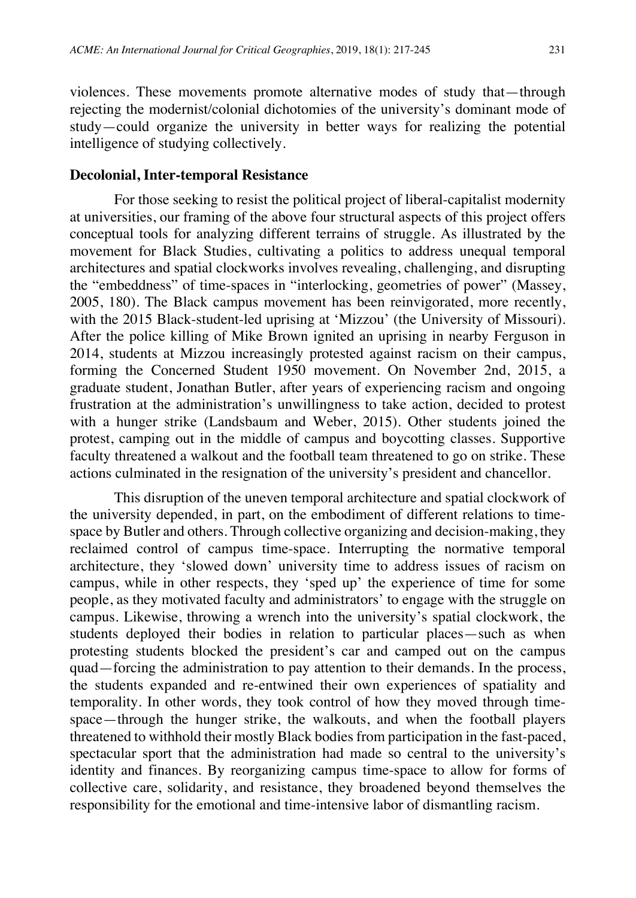violences. These movements promote alternative modes of study that—through rejecting the modernist/colonial dichotomies of the university's dominant mode of study—could organize the university in better ways for realizing the potential intelligence of studying collectively.

## Decolonial, Inter-temporal Resistance

For those seeking to resist the political project of liberal-capitalist modernity at universities, our framing of the above four structural aspects of this project offers conceptual tools for analyzing different terrains of struggle. As illustrated by the movement for Black Studies, cultivating a politics to address unequal temporal architectures and spatial clockworks involves revealing, challenging, and disrupting the "embeddness" of time-spaces in "interlocking, geometries of power" (Massey, 2005, 180). The Black campus movement has been reinvigorated, more recently, with the 2015 Black-student-led uprising at 'Mizzou' (the University of Missouri). After the police killing of Mike Brown ignited an uprising in nearby Ferguson in 2014, students at Mizzou increasingly protested against racism on their campus, forming the Concerned Student 1950 movement. On November 2nd, 2015, a graduate student, Jonathan Butler, after years of experiencing racism and ongoing frustration at the administration's unwillingness to take action, decided to protest with a hunger strike (Landsbaum and Weber, 2015). Other students joined the protest, camping out in the middle of campus and boycotting classes. Supportive faculty threatened a walkout and the football team threatened to go on strike. These actions culminated in the resignation of the university's president and chancellor.

This disruption of the uneven temporal architecture and spatial clockwork of the university depended, in part, on the embodiment of different relations to time-space by Butler and others. Through collective organizing and decision-making, they reclaimed control of campus time-space. Interrupting the normative temporal architecture, they 'slowed down' university time to address issues of racism on campus, while in other respects, they 'sped up' the experience of time for some people, as they motivated faculty and administrators' to engage with the struggle on campus. Likewise, throwing a wrench into the university's spatial clockwork, the students deployed their bodies in relation to particular places—such as when protesting students blocked the president's car and camped out on the campus quad—forcing the administration to pay attention to their demands. In the process, the students expanded and re-entwined their own experiences of spatiality and temporality. In other words, they took control of how they moved through time-space—through the hunger strike, the walkouts, and when the football players threatened to withhold their mostly Black bodies from participation in the fast-paced, spectacular sport that the administration had made so central to the university's identity and finances. By reorganizing campus time-space to allow for forms of collective care, solidarity, and resistance, they broadened beyond themselves the responsibility for the emotional and time-intensive labor of dismantling racism.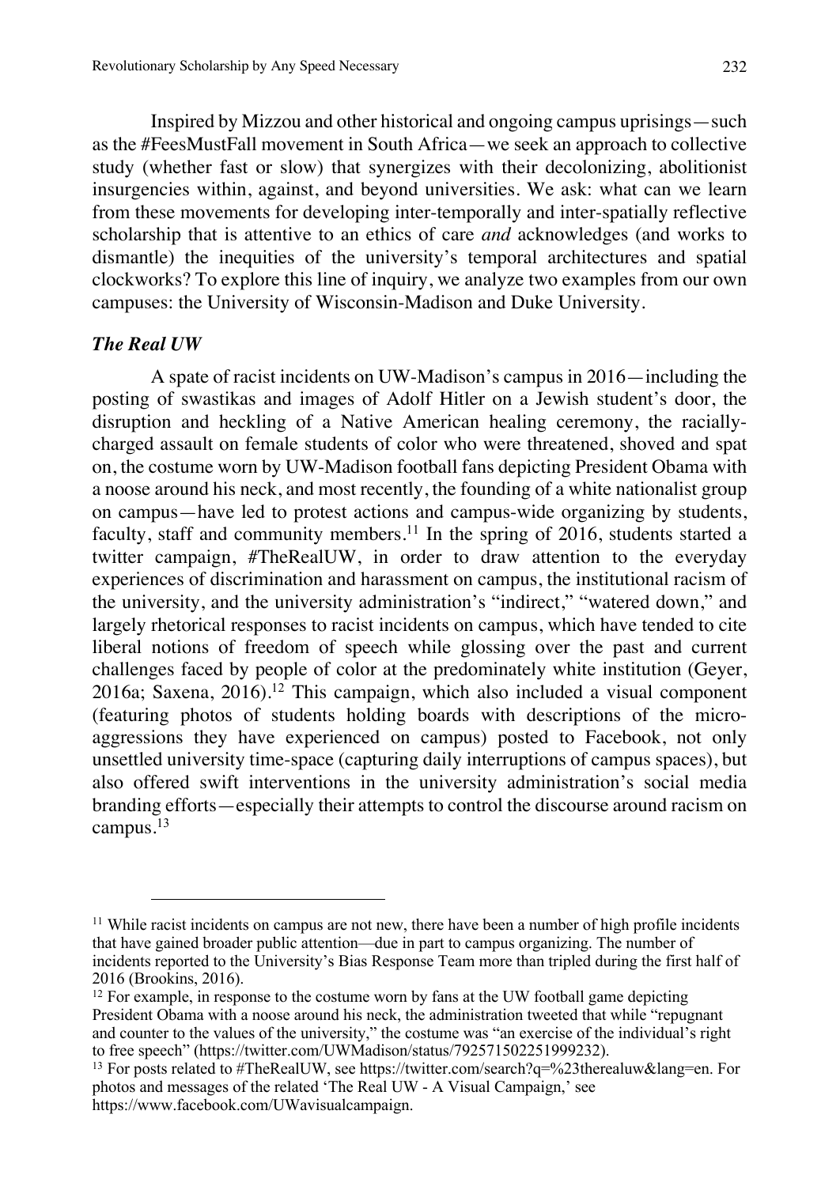Inspired by Mizzou and other historical and ongoing campus uprisings—such as the #FeesMustFall movement in South Africa—we seek an approach to collective study (whether fast or slow) that synergizes with their decolonizing, abolitionist insurgencies within, against, and beyond universities. We ask: what can we learn from these movements for developing inter-temporally and inter-spatially reflective scholarship that is attentive to an ethics of care *and* acknowledges (and works to dismantle) the inequities of the university's temporal architectures and spatial clockworks? To explore this line of inquiry, we analyze two examples from our own campuses: the University of Wisconsin-Madison and Duke University.

### *The Real UW*

A spate of racist incidents on UW-Madison's campus in 2016—including the posting of swastikas and images of Adolf Hitler on a Jewish student's door, the disruption and heckling of a Native American healing ceremony, the racially-charged assault on female students of color who were threatened, shoved and spat on, the costume worn by UW-Madison football fans depicting President Obama with a noose around his neck, and most recently, the founding of a white nationalist group on campus—have led to protest actions and campus-wide organizing by students, faculty, staff and community members.[11] In the spring of 2016, students started a twitter campaign, #TheRealUW, in order to draw attention to the everyday experiences of discrimination and harassment on campus, the institutional racism of the university, and the university administration's "indirect," "watered down," and largely rhetorical responses to racist incidents on campus, which have tended to cite liberal notions of freedom of speech while glossing over the past and current challenges faced by people of color at the predominately white institution (Geyer, 2016a; Saxena, 2016).[12] This campaign, which also included a visual component (featuring photos of students holding boards with descriptions of the micro-aggressions they have experienced on campus) posted to Facebook, not only unsettled university time-space (capturing daily interruptions of campus spaces), but also offered swift interventions in the university administration's social media branding efforts—especially their attempts to control the discourse around racism on campus.[13]

---

[11] While racist incidents on campus are not new, there have been a number of high profile incidents that have gained broader public attention—due in part to campus organizing. The number of incidents reported to the University's Bias Response Team more than tripled during the first half of 2016 (Brookins, 2016).

[12] For example, in response to the costume worn by fans at the UW football game depicting President Obama with a noose around his neck, the administration tweeted that while "repugnant and counter to the values of the university," the costume was "an exercise of the individual's right to free speech" (https://twitter.com/UWMadison/status/792571502251999232).

[13] For posts related to #TheRealUW, see https://twitter.com/search?q=%23therealuw&lang=en. For photos and messages of the related 'The Real UW - A Visual Campaign,' see https://www.facebook.com/UWavisualcampaign.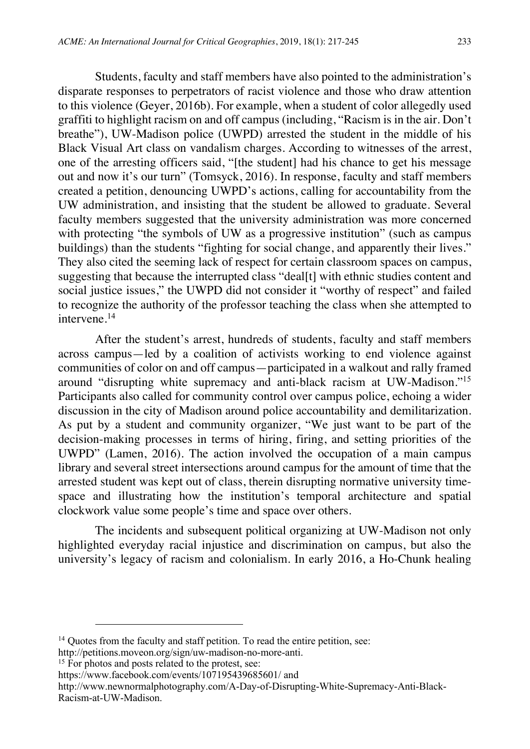Students, faculty and staff members have also pointed to the administration's disparate responses to perpetrators of racist violence and those who draw attention to this violence (Geyer, 2016b). For example, when a student of color allegedly used graffiti to highlight racism on and off campus (including, "Racism is in the air. Don't breathe"), UW-Madison police (UWPD) arrested the student in the middle of his Black Visual Art class on vandalism charges. According to witnesses of the arrest, one of the arresting officers said, "[the student] had his chance to get his message out and now it's our turn" (Tomsyck, 2016). In response, faculty and staff members created a petition, denouncing UWPD's actions, calling for accountability from the UW administration, and insisting that the student be allowed to graduate. Several faculty members suggested that the university administration was more concerned with protecting "the symbols of UW as a progressive institution" (such as campus buildings) than the students "fighting for social change, and apparently their lives." They also cited the seeming lack of respect for certain classroom spaces on campus, suggesting that because the interrupted class "deal[t] with ethnic studies content and social justice issues," the UWPD did not consider it "worthy of respect" and failed to recognize the authority of the professor teaching the class when she attempted to intervene.[14]

After the student's arrest, hundreds of students, faculty and staff members across campus—led by a coalition of activists working to end violence against communities of color on and off campus—participated in a walkout and rally framed around "disrupting white supremacy and anti-black racism at UW-Madison."[15] Participants also called for community control over campus police, echoing a wider discussion in the city of Madison around police accountability and demilitarization. As put by a student and community organizer, "We just want to be part of the decision-making processes in terms of hiring, firing, and setting priorities of the UWPD" (Lamen, 2016). The action involved the occupation of a main campus library and several street intersections around campus for the amount of time that the arrested student was kept out of class, therein disrupting normative university time-space and illustrating how the institution's temporal architecture and spatial clockwork value some people's time and space over others.

The incidents and subsequent political organizing at UW-Madison not only highlighted everyday racial injustice and discrimination on campus, but also the university's legacy of racism and colonialism. In early 2016, a Ho-Chunk healing

---

[14] Quotes from the faculty and staff petition. To read the entire petition, see: http://petitions.moveon.org/sign/uw-madison-no-more-anti.

[15] For photos and posts related to the protest, see: https://www.facebook.com/events/107195439685601/ and http://www.newnormalphotography.com/A-Day-of-Disrupting-White-Supremacy-Anti-Black-Racism-at-UW-Madison.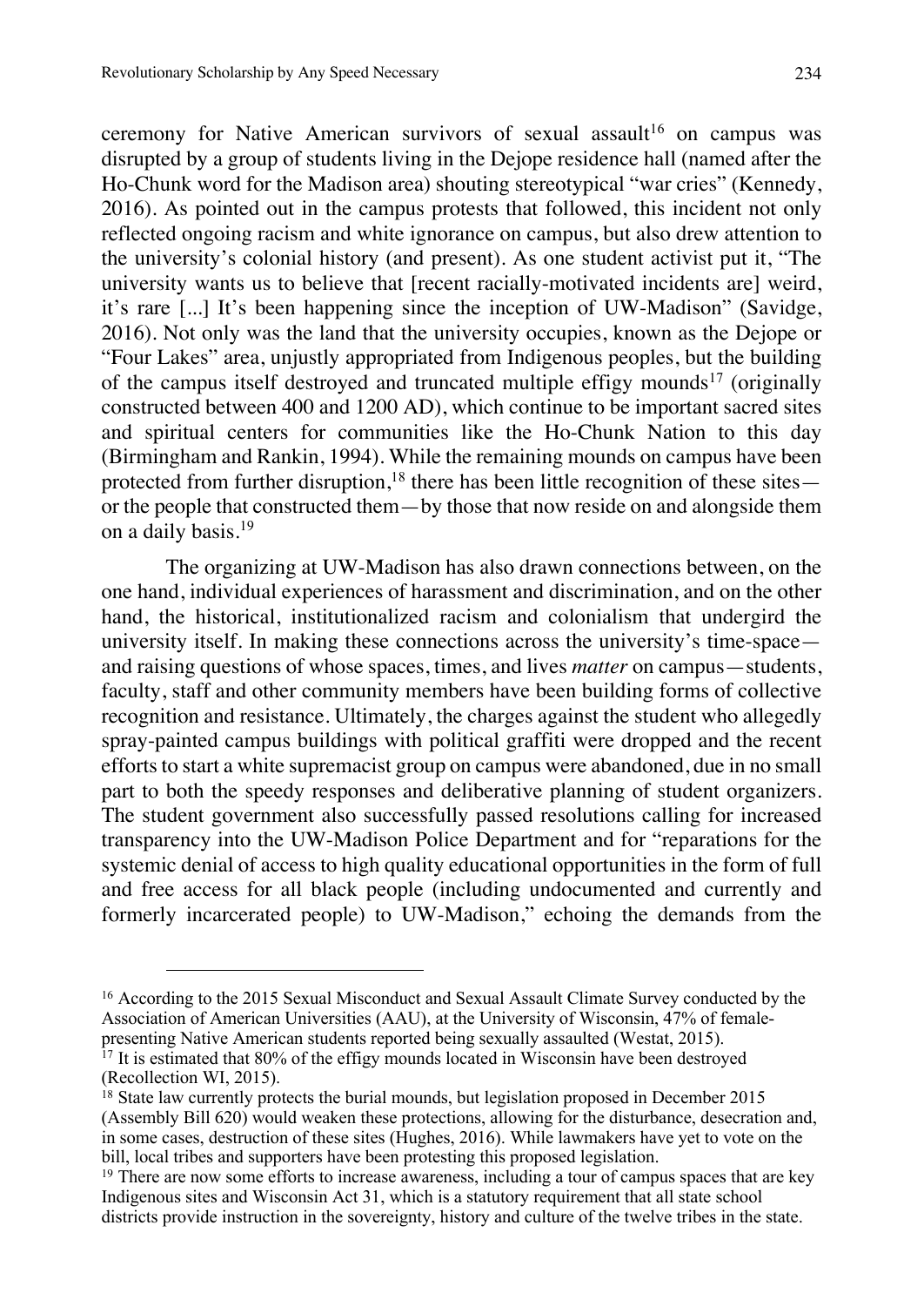ceremony for Native American survivors of sexual assault[16] on campus was disrupted by a group of students living in the Dejope residence hall (named after the Ho-Chunk word for the Madison area) shouting stereotypical "war cries" (Kennedy, 2016). As pointed out in the campus protests that followed, this incident not only reflected ongoing racism and white ignorance on campus, but also drew attention to the university's colonial history (and present). As one student activist put it, "The university wants us to believe that [recent racially-motivated incidents are] weird, it's rare [...] It's been happening since the inception of UW-Madison" (Savidge, 2016). Not only was the land that the university occupies, known as the Dejope or "Four Lakes" area, unjustly appropriated from Indigenous peoples, but the building of the campus itself destroyed and truncated multiple effigy mounds[17] (originally constructed between 400 and 1200 AD), which continue to be important sacred sites and spiritual centers for communities like the Ho-Chunk Nation to this day (Birmingham and Rankin, 1994). While the remaining mounds on campus have been protected from further disruption,[18] there has been little recognition of these sites—or the people that constructed them—by those that now reside on and alongside them on a daily basis.[19]

The organizing at UW-Madison has also drawn connections between, on the one hand, individual experiences of harassment and discrimination, and on the other hand, the historical, institutionalized racism and colonialism that undergird the university itself. In making these connections across the university's time-space—and raising questions of whose spaces, times, and lives *matter* on campus—students, faculty, staff and other community members have been building forms of collective recognition and resistance. Ultimately, the charges against the student who allegedly spray-painted campus buildings with political graffiti were dropped and the recent efforts to start a white supremacist group on campus were abandoned, due in no small part to both the speedy responses and deliberative planning of student organizers. The student government also successfully passed resolutions calling for increased transparency into the UW-Madison Police Department and for "reparations for the systemic denial of access to high quality educational opportunities in the form of full and free access for all black people (including undocumented and currently and formerly incarcerated people) to UW-Madison," echoing the demands from the

---

[16] According to the 2015 Sexual Misconduct and Sexual Assault Climate Survey conducted by the Association of American Universities (AAU), at the University of Wisconsin, 47% of female-presenting Native American students reported being sexually assaulted (Westat, 2015).

[17] It is estimated that 80% of the effigy mounds located in Wisconsin have been destroyed (Recollection WI, 2015).

[18] State law currently protects the burial mounds, but legislation proposed in December 2015 (Assembly Bill 620) would weaken these protections, allowing for the disturbance, desecration and, in some cases, destruction of these sites (Hughes, 2016). While lawmakers have yet to vote on the bill, local tribes and supporters have been protesting this proposed legislation.

[19] There are now some efforts to increase awareness, including a tour of campus spaces that are key Indigenous sites and Wisconsin Act 31, which is a statutory requirement that all state school districts provide instruction in the sovereignty, history and culture of the twelve tribes in the state.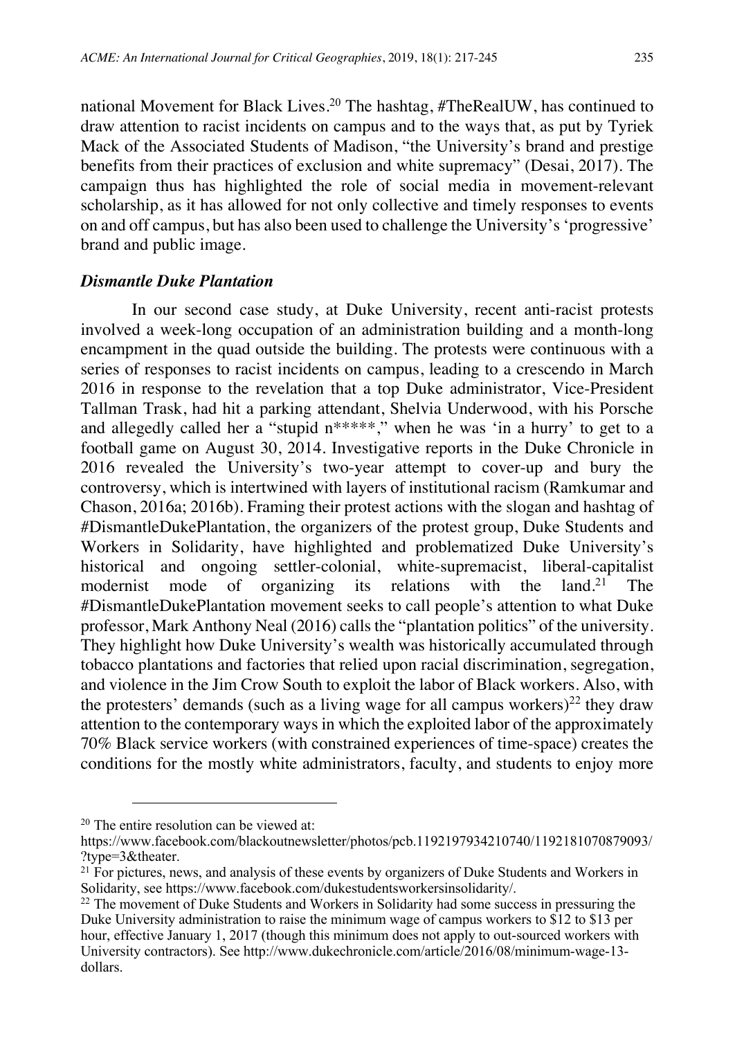national Movement for Black Lives.[20] The hashtag, #TheRealUW, has continued to draw attention to racist incidents on campus and to the ways that, as put by Tyriek Mack of the Associated Students of Madison, "the University's brand and prestige benefits from their practices of exclusion and white supremacy" (Desai, 2017). The campaign thus has highlighted the role of social media in movement-relevant scholarship, as it has allowed for not only collective and timely responses to events on and off campus, but has also been used to challenge the University's 'progressive' brand and public image.

### *Dismantle Duke Plantation*

In our second case study, at Duke University, recent anti-racist protests involved a week-long occupation of an administration building and a month-long encampment in the quad outside the building. The protests were continuous with a series of responses to racist incidents on campus, leading to a crescendo in March 2016 in response to the revelation that a top Duke administrator, Vice-President Tallman Trask, had hit a parking attendant, Shelvia Underwood, with his Porsche and allegedly called her a "stupid n*****," when he was 'in a hurry' to get to a football game on August 30, 2014. Investigative reports in the Duke Chronicle in 2016 revealed the University's two-year attempt to cover-up and bury the controversy, which is intertwined with layers of institutional racism (Ramkumar and Chason, 2016a; 2016b). Framing their protest actions with the slogan and hashtag of #DismantleDukePlantation, the organizers of the protest group, Duke Students and Workers in Solidarity, have highlighted and problematized Duke University's historical and ongoing settler-colonial, white-supremacist, liberal-capitalist modernist mode of organizing its relations with the land.[21] The #DismantleDukePlantation movement seeks to call people's attention to what Duke professor, Mark Anthony Neal (2016) calls the "plantation politics" of the university. They highlight how Duke University's wealth was historically accumulated through tobacco plantations and factories that relied upon racial discrimination, segregation, and violence in the Jim Crow South to exploit the labor of Black workers. Also, with the protesters' demands (such as a living wage for all campus workers)[22] they draw attention to the contemporary ways in which the exploited labor of the approximately 70% Black service workers (with constrained experiences of time-space) creates the conditions for the mostly white administrators, faculty, and students to enjoy more

---

[20] The entire resolution can be viewed at: https://www.facebook.com/blackoutnewsletter/photos/pcb.1192197934210740/1192181070879093/?type=3&theater.

[21] For pictures, news, and analysis of these events by organizers of Duke Students and Workers in Solidarity, see https://www.facebook.com/dukestudentsworkersinsolidarity/.

[22] The movement of Duke Students and Workers in Solidarity had some success in pressuring the Duke University administration to raise the minimum wage of campus workers to $12 to $13 per hour, effective January 1, 2017 (though this minimum does not apply to out-sourced workers with University contractors). See http://www.dukechronicle.com/article/2016/08/minimum-wage-13-dollars.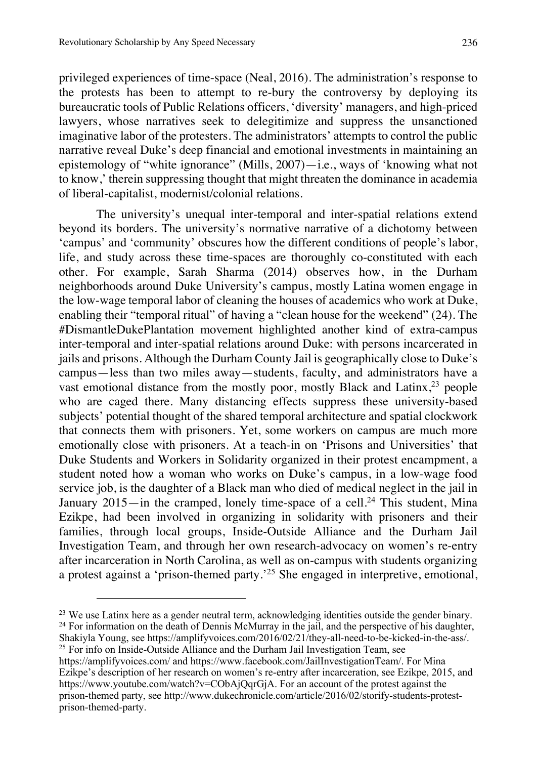privileged experiences of time-space (Neal, 2016). The administration's response to the protests has been to attempt to re-bury the controversy by deploying its bureaucratic tools of Public Relations officers, 'diversity' managers, and high-priced lawyers, whose narratives seek to delegitimize and suppress the unsanctioned imaginative labor of the protesters. The administrators' attempts to control the public narrative reveal Duke's deep financial and emotional investments in maintaining an epistemology of "white ignorance" (Mills, 2007)—i.e., ways of 'knowing what not to know,' therein suppressing thought that might threaten the dominance in academia of liberal-capitalist, modernist/colonial relations.

The university's unequal inter-temporal and inter-spatial relations extend beyond its borders. The university's normative narrative of a dichotomy between 'campus' and 'community' obscures how the different conditions of people's labor, life, and study across these time-spaces are thoroughly co-constituted with each other. For example, Sarah Sharma (2014) observes how, in the Durham neighborhoods around Duke University's campus, mostly Latina women engage in the low-wage temporal labor of cleaning the houses of academics who work at Duke, enabling their "temporal ritual" of having a "clean house for the weekend" (24). The #DismantleDukePlantation movement highlighted another kind of extra-campus inter-temporal and inter-spatial relations around Duke: with persons incarcerated in jails and prisons. Although the Durham County Jail is geographically close to Duke's campus—less than two miles away—students, faculty, and administrators have a vast emotional distance from the mostly poor, mostly Black and Latinx,[23] people who are caged there. Many distancing effects suppress these university-based subjects' potential thought of the shared temporal architecture and spatial clockwork that connects them with prisoners. Yet, some workers on campus are much more emotionally close with prisoners. At a teach-in on 'Prisons and Universities' that Duke Students and Workers in Solidarity organized in their protest encampment, a student noted how a woman who works on Duke's campus, in a low-wage food service job, is the daughter of a Black man who died of medical neglect in the jail in January 2015—in the cramped, lonely time-space of a cell.[24] This student, Mina Ezikpe, had been involved in organizing in solidarity with prisoners and their families, through local groups, Inside-Outside Alliance and the Durham Jail Investigation Team, and through her own research-advocacy on women's re-entry after incarceration in North Carolina, as well as on-campus with students organizing a protest against a 'prison-themed party.'[25] She engaged in interpretive, emotional,

---

[23] We use Latinx here as a gender neutral term, acknowledging identities outside the gender binary.

[24] For information on the death of Dennis McMurray in the jail, and the perspective of his daughter, Shakiyla Young, see https://amplifyvoices.com/2016/02/21/they-all-need-to-be-kicked-in-the-ass/.

[25] For info on Inside-Outside Alliance and the Durham Jail Investigation Team, see https://amplifyvoices.com/ and https://www.facebook.com/JailInvestigationTeam/. For Mina Ezikpe's description of her research on women's re-entry after incarceration, see Ezikpe, 2015, and https://www.youtube.com/watch?v=CObAjQqrGjA. For an account of the protest against the prison-themed party, see http://www.dukechronicle.com/article/2016/02/storify-students-protest-prison-themed-party.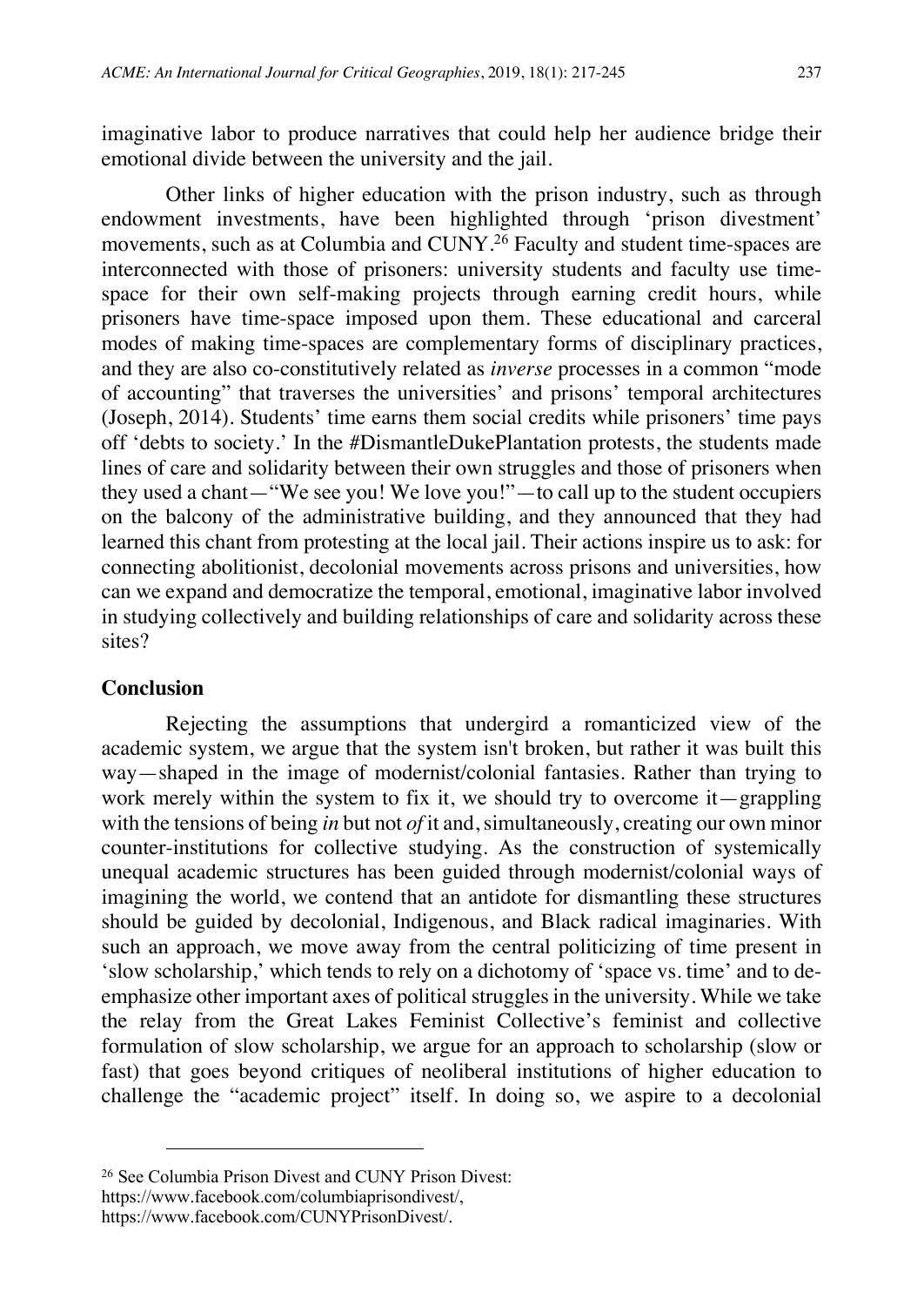imaginative labor to produce narratives that could help her audience bridge their emotional divide between the university and the jail.

Other links of higher education with the prison industry, such as through endowment investments, have been highlighted through 'prison divestment' movements, such as at Columbia and CUNY.[26] Faculty and student time-spaces are interconnected with those of prisoners: university students and faculty use time-space for their own self-making projects through earning credit hours, while prisoners have time-space imposed upon them. These educational and carceral modes of making time-spaces are complementary forms of disciplinary practices, and they are also co-constitutively related as *inverse* processes in a common "mode of accounting" that traverses the universities' and prisons' temporal architectures (Joseph, 2014). Students' time earns them social credits while prisoners' time pays off 'debts to society.' In the #DismantleDukePlantation protests, the students made lines of care and solidarity between their own struggles and those of prisoners when they used a chant—"We see you! We love you!"—to call up to the student occupiers on the balcony of the administrative building, and they announced that they had learned this chant from protesting at the local jail. Their actions inspire us to ask: for connecting abolitionist, decolonial movements across prisons and universities, how can we expand and democratize the temporal, emotional, imaginative labor involved in studying collectively and building relationships of care and solidarity across these sites?

## Conclusion

Rejecting the assumptions that undergird a romanticized view of the academic system, we argue that the system isn't broken, but rather it was built this way—shaped in the image of modernist/colonial fantasies. Rather than trying to work merely within the system to fix it, we should try to overcome it—grappling with the tensions of being *in* but not *of* it and, simultaneously, creating our own minor counter-institutions for collective studying. As the construction of systemically unequal academic structures has been guided through modernist/colonial ways of imagining the world, we contend that an antidote for dismantling these structures should be guided by decolonial, Indigenous, and Black radical imaginaries. With such an approach, we move away from the central politicizing of time present in 'slow scholarship,' which tends to rely on a dichotomy of 'space vs. time' and to de-emphasize other important axes of political struggles in the university. While we take the relay from the Great Lakes Feminist Collective's feminist and collective formulation of slow scholarship, we argue for an approach to scholarship (slow or fast) that goes beyond critiques of neoliberal institutions of higher education to challenge the "academic project" itself. In doing so, we aspire to a decolonial

---

[26] See Columbia Prison Divest and CUNY Prison Divest:
https://www.facebook.com/columbiaprisondivest/,
https://www.facebook.com/CUNYPrisonDivest/.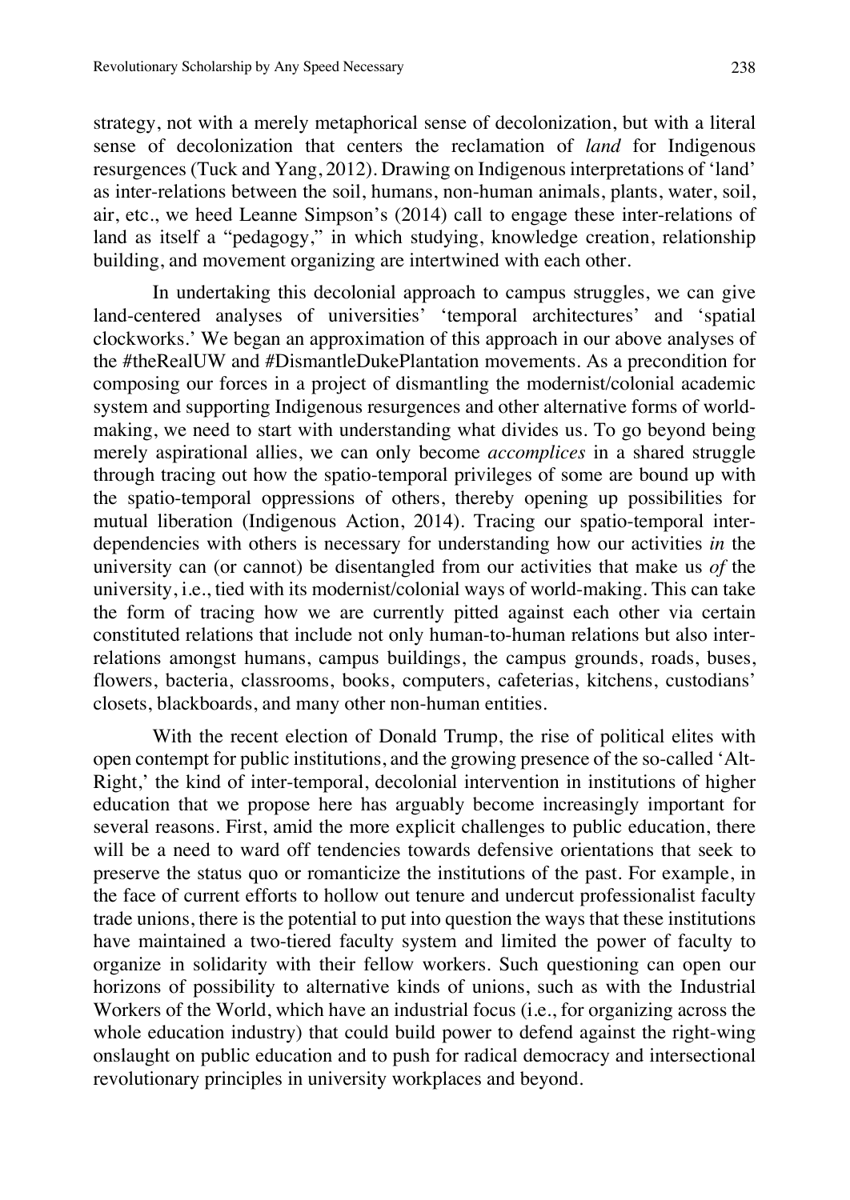strategy, not with a merely metaphorical sense of decolonization, but with a literal sense of decolonization that centers the reclamation of *land* for Indigenous resurgences (Tuck and Yang, 2012). Drawing on Indigenous interpretations of 'land' as inter-relations between the soil, humans, non-human animals, plants, water, soil, air, etc., we heed Leanne Simpson's (2014) call to engage these inter-relations of land as itself a "pedagogy," in which studying, knowledge creation, relationship building, and movement organizing are intertwined with each other.

In undertaking this decolonial approach to campus struggles, we can give land-centered analyses of universities' 'temporal architectures' and 'spatial clockworks.' We began an approximation of this approach in our above analyses of the #theRealUW and #DismantleDukePlantation movements. As a precondition for composing our forces in a project of dismantling the modernist/colonial academic system and supporting Indigenous resurgences and other alternative forms of world-making, we need to start with understanding what divides us. To go beyond being merely aspirational allies, we can only become *accomplices* in a shared struggle through tracing out how the spatio-temporal privileges of some are bound up with the spatio-temporal oppressions of others, thereby opening up possibilities for mutual liberation (Indigenous Action, 2014). Tracing our spatio-temporal inter-dependencies with others is necessary for understanding how our activities *in* the university can (or cannot) be disentangled from our activities that make us *of* the university, i.e., tied with its modernist/colonial ways of world-making. This can take the form of tracing how we are currently pitted against each other via certain constituted relations that include not only human-to-human relations but also inter-relations amongst humans, campus buildings, the campus grounds, roads, buses, flowers, bacteria, classrooms, books, computers, cafeterias, kitchens, custodians' closets, blackboards, and many other non-human entities.

With the recent election of Donald Trump, the rise of political elites with open contempt for public institutions, and the growing presence of the so-called 'Alt-Right,' the kind of inter-temporal, decolonial intervention in institutions of higher education that we propose here has arguably become increasingly important for several reasons. First, amid the more explicit challenges to public education, there will be a need to ward off tendencies towards defensive orientations that seek to preserve the status quo or romanticize the institutions of the past. For example, in the face of current efforts to hollow out tenure and undercut professionalist faculty trade unions, there is the potential to put into question the ways that these institutions have maintained a two-tiered faculty system and limited the power of faculty to organize in solidarity with their fellow workers. Such questioning can open our horizons of possibility to alternative kinds of unions, such as with the Industrial Workers of the World, which have an industrial focus (i.e., for organizing across the whole education industry) that could build power to defend against the right-wing onslaught on public education and to push for radical democracy and intersectional revolutionary principles in university workplaces and beyond.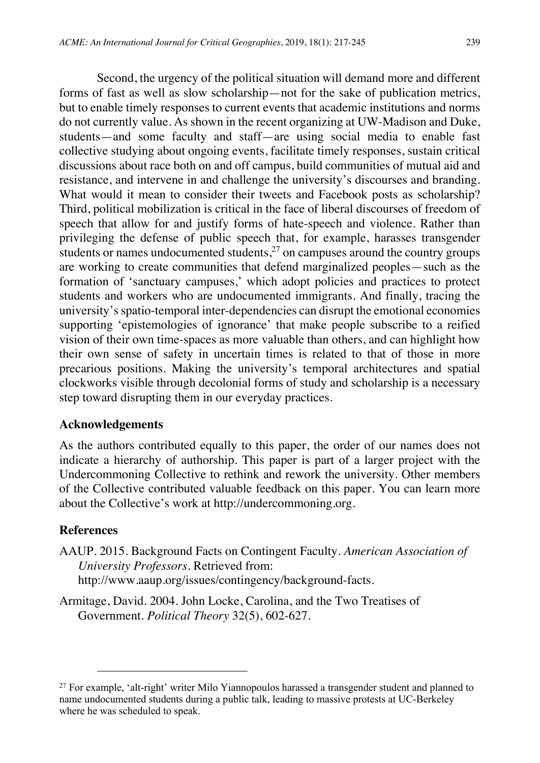Second, the urgency of the political situation will demand more and different forms of fast as well as slow scholarship—not for the sake of publication metrics, but to enable timely responses to current events that academic institutions and norms do not currently value. As shown in the recent organizing at UW-Madison and Duke, students—and some faculty and staff—are using social media to enable fast collective studying about ongoing events, facilitate timely responses, sustain critical discussions about race both on and off campus, build communities of mutual aid and resistance, and intervene in and challenge the university's discourses and branding. What would it mean to consider their tweets and Facebook posts as scholarship? Third, political mobilization is critical in the face of liberal discourses of freedom of speech that allow for and justify forms of hate-speech and violence. Rather than privileging the defense of public speech that, for example, harasses transgender students or names undocumented students,[27] on campuses around the country groups are working to create communities that defend marginalized peoples—such as the formation of 'sanctuary campuses,' which adopt policies and practices to protect students and workers who are undocumented immigrants. And finally, tracing the university's spatio-temporal inter-dependencies can disrupt the emotional economies supporting 'epistemologies of ignorance' that make people subscribe to a reified vision of their own time-spaces as more valuable than others, and can highlight how their own sense of safety in uncertain times is related to that of those in more precarious positions. Making the university's temporal architectures and spatial clockworks visible through decolonial forms of study and scholarship is a necessary step toward disrupting them in our everyday practices.

## Acknowledgements

As the authors contributed equally to this paper, the order of our names does not indicate a hierarchy of authorship. This paper is part of a larger project with the Undercommoning Collective to rethink and rework the university. Other members of the Collective contributed valuable feedback on this paper. You can learn more about the Collective's work at http://undercommoning.org.

## References

AAUP. 2015. Background Facts on Contingent Faculty. *American Association of University Professors*. Retrieved from: http://www.aaup.org/issues/contingency/background-facts.

Armitage, David. 2004. John Locke, Carolina, and the Two Treatises of Government. *Political Theory* 32(5), 602-627.

---

[27] For example, 'alt-right' writer Milo Yiannopoulos harassed a transgender student and planned to name undocumented students during a public talk, leading to massive protests at UC-Berkeley where he was scheduled to speak.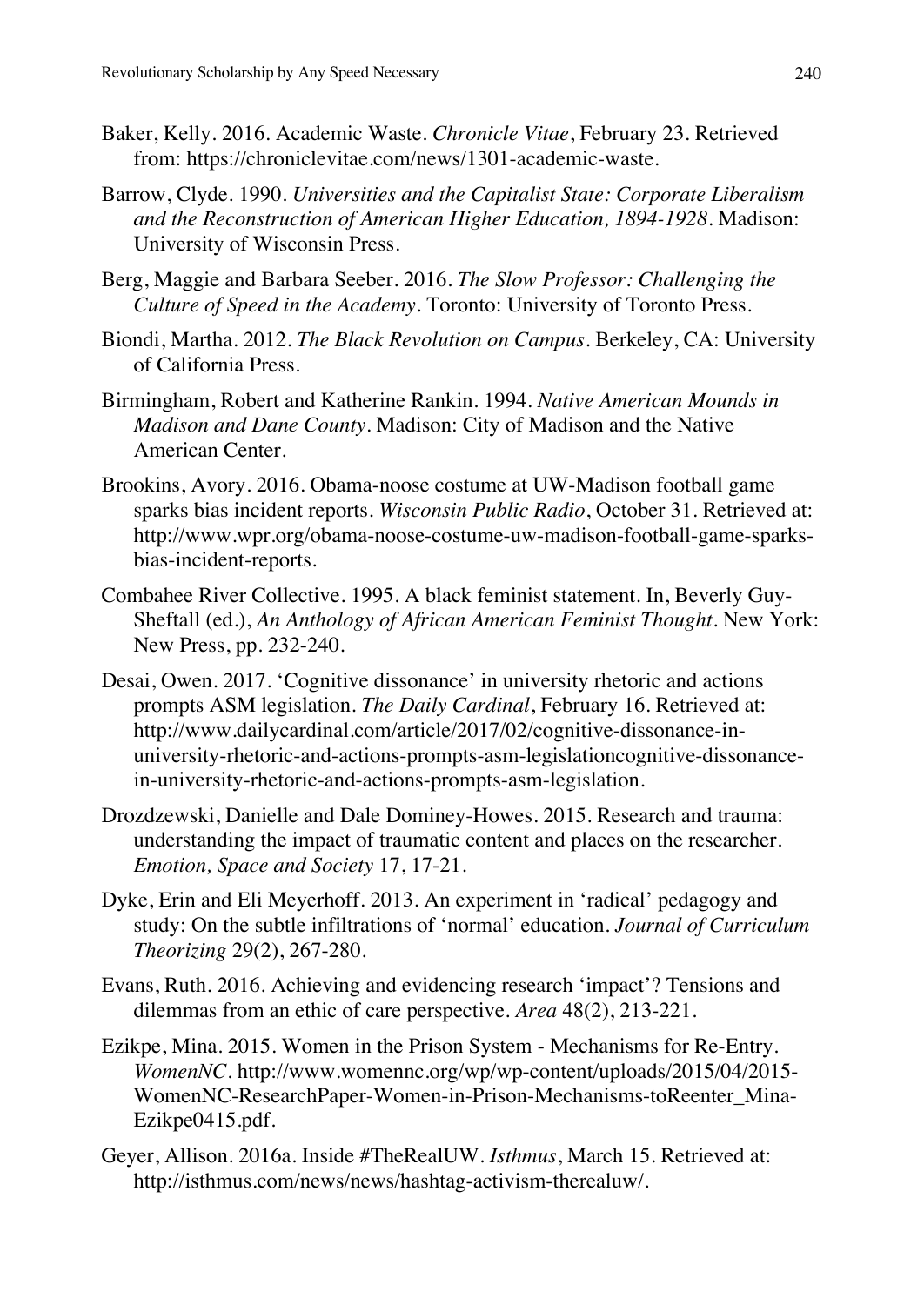Baker, Kelly. 2016. Academic Waste. *Chronicle Vitae*, February 23. Retrieved from: https://chroniclevitae.com/news/1301-academic-waste.

Barrow, Clyde. 1990. *Universities and the Capitalist State: Corporate Liberalism and the Reconstruction of American Higher Education, 1894-1928*. Madison: University of Wisconsin Press.

Berg, Maggie and Barbara Seeber. 2016. *The Slow Professor: Challenging the Culture of Speed in the Academy*. Toronto: University of Toronto Press.

Biondi, Martha. 2012. *The Black Revolution on Campus*. Berkeley, CA: University of California Press.

Birmingham, Robert and Katherine Rankin. 1994. *Native American Mounds in Madison and Dane County*. Madison: City of Madison and the Native American Center.

Brookins, Avory. 2016. Obama-noose costume at UW-Madison football game sparks bias incident reports. *Wisconsin Public Radio*, October 31. Retrieved at: http://www.wpr.org/obama-noose-costume-uw-madison-football-game-sparks-bias-incident-reports.

Combahee River Collective. 1995. A black feminist statement. In, Beverly Guy-Sheftall (ed.), *An Anthology of African American Feminist Thought*. New York: New Press, pp. 232-240.

Desai, Owen. 2017. 'Cognitive dissonance' in university rhetoric and actions prompts ASM legislation. *The Daily Cardinal*, February 16. Retrieved at: http://www.dailycardinal.com/article/2017/02/cognitive-dissonance-in-university-rhetoric-and-actions-prompts-asm-legislationcognitive-dissonance-in-university-rhetoric-and-actions-prompts-asm-legislation.

Drozdzewski, Danielle and Dale Dominey-Howes. 2015. Research and trauma: understanding the impact of traumatic content and places on the researcher. *Emotion, Space and Society* 17, 17-21.

Dyke, Erin and Eli Meyerhoff. 2013. An experiment in 'radical' pedagogy and study: On the subtle infiltrations of 'normal' education. *Journal of Curriculum Theorizing* 29(2), 267-280.

Evans, Ruth. 2016. Achieving and evidencing research 'impact'? Tensions and dilemmas from an ethic of care perspective. *Area* 48(2), 213-221.

Ezikpe, Mina. 2015. Women in the Prison System - Mechanisms for Re-Entry. *WomenNC*. http://www.womennc.org/wp/wp-content/uploads/2015/04/2015-WomenNC-ResearchPaper-Women-in-Prison-Mechanisms-toReenter_Mina-Ezikpe0415.pdf.

Geyer, Allison. 2016a. Inside #TheRealUW. *Isthmus*, March 15. Retrieved at: http://isthmus.com/news/news/hashtag-activism-therealuw/.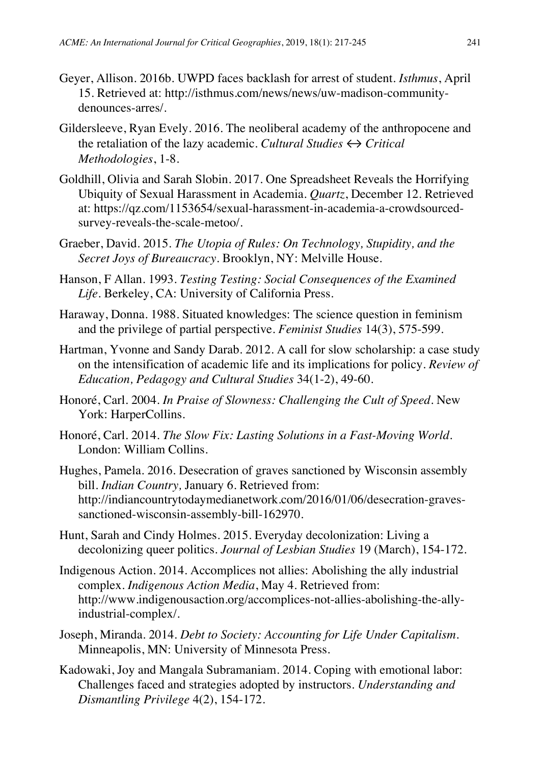Geyer, Allison. 2016b. UWPD faces backlash for arrest of student. *Isthmus*, April 15. Retrieved at: http://isthmus.com/news/news/uw-madison-community-denounces-arres/.

Gildersleeve, Ryan Evely. 2016. The neoliberal academy of the anthropocene and the retaliation of the lazy academic. *Cultural Studies ↔ Critical Methodologies*, 1-8.

Goldhill, Olivia and Sarah Slobin. 2017. One Spreadsheet Reveals the Horrifying Ubiquity of Sexual Harassment in Academia. *Quartz*, December 12. Retrieved at: https://qz.com/1153654/sexual-harassment-in-academia-a-crowdsourced-survey-reveals-the-scale-metoo/.

Graeber, David. 2015. *The Utopia of Rules: On Technology, Stupidity, and the Secret Joys of Bureaucracy*. Brooklyn, NY: Melville House.

Hanson, F Allan. 1993. *Testing Testing: Social Consequences of the Examined Life*. Berkeley, CA: University of California Press.

Haraway, Donna. 1988. Situated knowledges: The science question in feminism and the privilege of partial perspective. *Feminist Studies* 14(3), 575-599.

Hartman, Yvonne and Sandy Darab. 2012. A call for slow scholarship: a case study on the intensification of academic life and its implications for policy. *Review of Education, Pedagogy and Cultural Studies* 34(1-2), 49-60.

Honoré, Carl. 2004. *In Praise of Slowness: Challenging the Cult of Speed*. New York: HarperCollins.

Honoré, Carl. 2014. *The Slow Fix: Lasting Solutions in a Fast-Moving World*. London: William Collins.

Hughes, Pamela. 2016. Desecration of graves sanctioned by Wisconsin assembly bill. *Indian Country,* January 6. Retrieved from: http://indiancountrytodaymedianetwork.com/2016/01/06/desecration-graves-sanctioned-wisconsin-assembly-bill-162970.

Hunt, Sarah and Cindy Holmes. 2015. Everyday decolonization: Living a decolonizing queer politics. *Journal of Lesbian Studies* 19 (March), 154-172.

Indigenous Action. 2014. Accomplices not allies: Abolishing the ally industrial complex. *Indigenous Action Media*, May 4. Retrieved from: http://www.indigenousaction.org/accomplices-not-allies-abolishing-the-ally-industrial-complex/.

Joseph, Miranda. 2014. *Debt to Society: Accounting for Life Under Capitalism*. Minneapolis, MN: University of Minnesota Press.

Kadowaki, Joy and Mangala Subramaniam. 2014. Coping with emotional labor: Challenges faced and strategies adopted by instructors. *Understanding and Dismantling Privilege* 4(2), 154-172.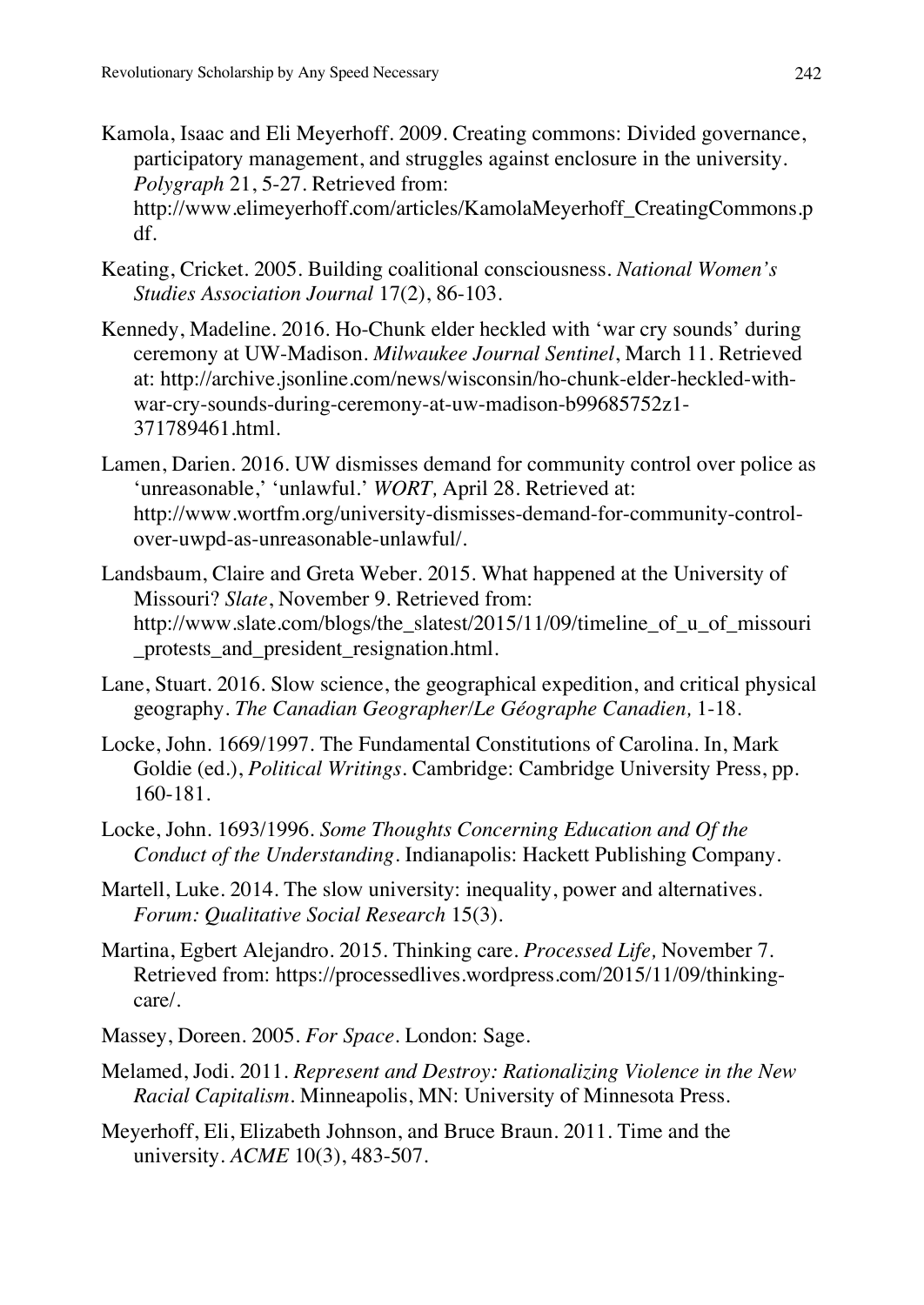Kamola, Isaac and Eli Meyerhoff. 2009. Creating commons: Divided governance, participatory management, and struggles against enclosure in the university. *Polygraph* 21, 5-27. Retrieved from: http://www.elimeyerhoff.com/articles/KamolaMeyerhoff_CreatingCommons.pdf.

Keating, Cricket. 2005. Building coalitional consciousness. *National Women's Studies Association Journal* 17(2), 86-103.

Kennedy, Madeline. 2016. Ho-Chunk elder heckled with 'war cry sounds' during ceremony at UW-Madison. *Milwaukee Journal Sentinel*, March 11. Retrieved at: http://archive.jsonline.com/news/wisconsin/ho-chunk-elder-heckled-with-war-cry-sounds-during-ceremony-at-uw-madison-b99685752z1-371789461.html.

Lamen, Darien. 2016. UW dismisses demand for community control over police as 'unreasonable,' 'unlawful.' *WORT,* April 28. Retrieved at: http://www.wortfm.org/university-dismisses-demand-for-community-control-over-uwpd-as-unreasonable-unlawful/.

Landsbaum, Claire and Greta Weber. 2015. What happened at the University of Missouri? *Slate*, November 9. Retrieved from: http://www.slate.com/blogs/the_slatest/2015/11/09/timeline_of_u_of_missouri_protests_and_president_resignation.html.

Lane, Stuart. 2016. Slow science, the geographical expedition, and critical physical geography. *The Canadian Geographer/Le Géographe Canadien,* 1-18.

Locke, John. 1669/1997. The Fundamental Constitutions of Carolina. In, Mark Goldie (ed.), *Political Writings*. Cambridge: Cambridge University Press, pp. 160-181.

Locke, John. 1693/1996. *Some Thoughts Concerning Education and Of the Conduct of the Understanding*. Indianapolis: Hackett Publishing Company.

Martell, Luke. 2014. The slow university: inequality, power and alternatives. *Forum: Qualitative Social Research* 15(3).

Martina, Egbert Alejandro. 2015. Thinking care. *Processed Life,* November 7. Retrieved from: https://processedlives.wordpress.com/2015/11/09/thinking-care/.

Massey, Doreen. 2005. *For Space*. London: Sage.

Melamed, Jodi. 2011. *Represent and Destroy: Rationalizing Violence in the New Racial Capitalism*. Minneapolis, MN: University of Minnesota Press.

Meyerhoff, Eli, Elizabeth Johnson, and Bruce Braun. 2011. Time and the university. *ACME* 10(3), 483-507.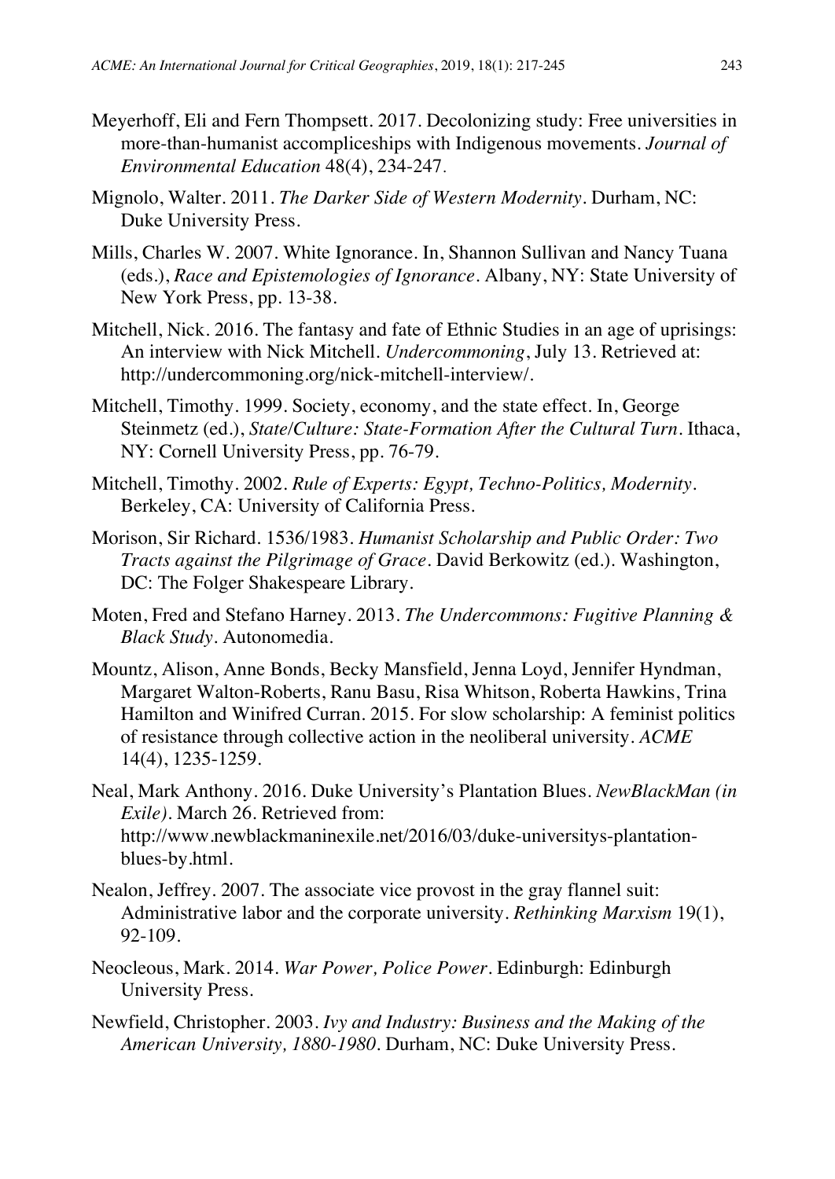Meyerhoff, Eli and Fern Thompsett. 2017. Decolonizing study: Free universities in more-than-humanist accompliceships with Indigenous movements. *Journal of Environmental Education* 48(4), 234-247.

Mignolo, Walter. 2011. *The Darker Side of Western Modernity*. Durham, NC: Duke University Press.

Mills, Charles W. 2007. White Ignorance. In, Shannon Sullivan and Nancy Tuana (eds.), *Race and Epistemologies of Ignorance*. Albany, NY: State University of New York Press, pp. 13-38.

Mitchell, Nick. 2016. The fantasy and fate of Ethnic Studies in an age of uprisings: An interview with Nick Mitchell. *Undercommoning*, July 13. Retrieved at: http://undercommoning.org/nick-mitchell-interview/.

Mitchell, Timothy. 1999. Society, economy, and the state effect. In, George Steinmetz (ed.), *State/Culture: State-Formation After the Cultural Turn*. Ithaca, NY: Cornell University Press, pp. 76-79.

Mitchell, Timothy. 2002. *Rule of Experts: Egypt, Techno-Politics, Modernity*. Berkeley, CA: University of California Press.

Morison, Sir Richard. 1536/1983. *Humanist Scholarship and Public Order: Two Tracts against the Pilgrimage of Grace*. David Berkowitz (ed.). Washington, DC: The Folger Shakespeare Library.

Moten, Fred and Stefano Harney. 2013. *The Undercommons: Fugitive Planning & Black Study*. Autonomedia.

Mountz, Alison, Anne Bonds, Becky Mansfield, Jenna Loyd, Jennifer Hyndman, Margaret Walton-Roberts, Ranu Basu, Risa Whitson, Roberta Hawkins, Trina Hamilton and Winifred Curran. 2015. For slow scholarship: A feminist politics of resistance through collective action in the neoliberal university. *ACME* 14(4), 1235-1259.

Neal, Mark Anthony. 2016. Duke University's Plantation Blues. *NewBlackMan (in Exile)*. March 26. Retrieved from: http://www.newblackmaninexile.net/2016/03/duke-universitys-plantation-blues-by.html.

Nealon, Jeffrey. 2007. The associate vice provost in the gray flannel suit: Administrative labor and the corporate university. *Rethinking Marxism* 19(1), 92-109.

Neocleous, Mark. 2014. *War Power, Police Power*. Edinburgh: Edinburgh University Press.

Newfield, Christopher. 2003. *Ivy and Industry: Business and the Making of the American University, 1880-1980*. Durham, NC: Duke University Press.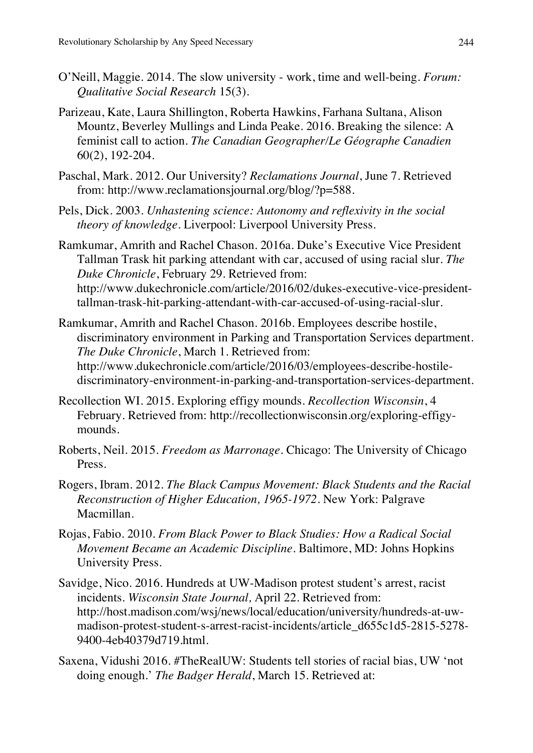O'Neill, Maggie. 2014. The slow university - work, time and well-being. *Forum: Qualitative Social Research* 15(3).

Parizeau, Kate, Laura Shillington, Roberta Hawkins, Farhana Sultana, Alison Mountz, Beverley Mullings and Linda Peake. 2016. Breaking the silence: A feminist call to action. *The Canadian Geographer/Le Géographe Canadien* 60(2), 192-204.

Paschal, Mark. 2012. Our University? *Reclamations Journal*, June 7. Retrieved from: http://www.reclamationsjournal.org/blog/?p=588.

Pels, Dick. 2003. *Unhastening science: Autonomy and reflexivity in the social theory of knowledge*. Liverpool: Liverpool University Press.

Ramkumar, Amrith and Rachel Chason. 2016a. Duke's Executive Vice President Tallman Trask hit parking attendant with car, accused of using racial slur. *The Duke Chronicle*, February 29. Retrieved from: http://www.dukechronicle.com/article/2016/02/dukes-executive-vice-president-tallman-trask-hit-parking-attendant-with-car-accused-of-using-racial-slur.

Ramkumar, Amrith and Rachel Chason. 2016b. Employees describe hostile, discriminatory environment in Parking and Transportation Services department. *The Duke Chronicle*, March 1. Retrieved from: http://www.dukechronicle.com/article/2016/03/employees-describe-hostile-discriminatory-environment-in-parking-and-transportation-services-department.

Recollection WI. 2015. Exploring effigy mounds. *Recollection Wisconsin*, 4 February. Retrieved from: http://recollectionwisconsin.org/exploring-effigy-mounds.

Roberts, Neil. 2015. *Freedom as Marronage*. Chicago: The University of Chicago Press.

Rogers, Ibram. 2012. *The Black Campus Movement: Black Students and the Racial Reconstruction of Higher Education, 1965-1972*. New York: Palgrave Macmillan.

Rojas, Fabio. 2010. *From Black Power to Black Studies: How a Radical Social Movement Became an Academic Discipline*. Baltimore, MD: Johns Hopkins University Press.

Savidge, Nico. 2016. Hundreds at UW-Madison protest student's arrest, racist incidents. *Wisconsin State Journal,* April 22. Retrieved from: http://host.madison.com/wsj/news/local/education/university/hundreds-at-uw-madison-protest-student-s-arrest-racist-incidents/article_d655c1d5-2815-5278-9400-4eb40379d719.html.

Saxena, Vidushi 2016. #TheRealUW: Students tell stories of racial bias, UW 'not doing enough.' *The Badger Herald*, March 15. Retrieved at: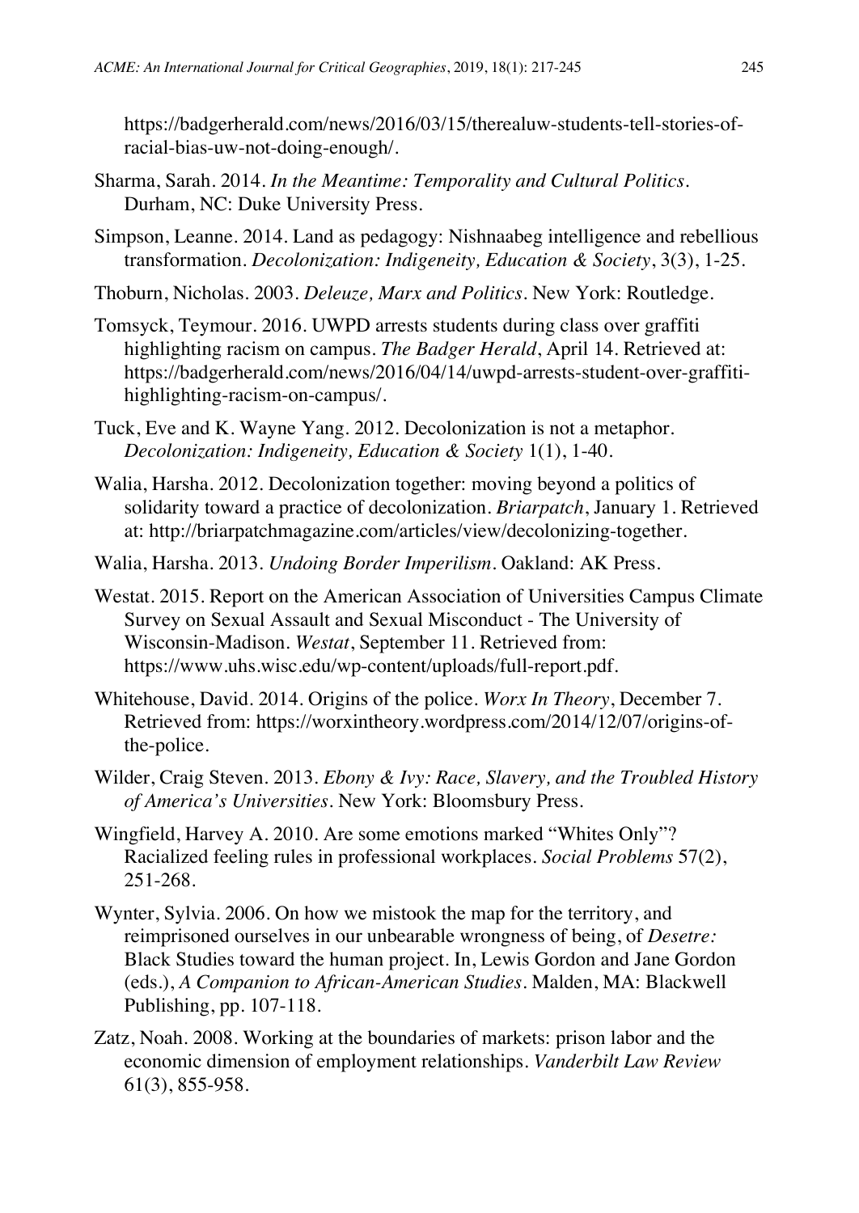https://badgerherald.com/news/2016/03/15/therealuw-students-tell-stories-of-racial-bias-uw-not-doing-enough/.

Sharma, Sarah. 2014. *In the Meantime: Temporality and Cultural Politics.* Durham, NC: Duke University Press.

Simpson, Leanne. 2014. Land as pedagogy: Nishnaabeg intelligence and rebellious transformation. *Decolonization: Indigeneity, Education & Society*, 3(3), 1-25.

Thoburn, Nicholas. 2003. *Deleuze, Marx and Politics.* New York: Routledge.

Tomsyck, Teymour. 2016. UWPD arrests students during class over graffiti highlighting racism on campus. *The Badger Herald*, April 14. Retrieved at: https://badgerherald.com/news/2016/04/14/uwpd-arrests-student-over-graffiti-highlighting-racism-on-campus/.

Tuck, Eve and K. Wayne Yang. 2012. Decolonization is not a metaphor. *Decolonization: Indigeneity, Education & Society* 1(1), 1-40.

Walia, Harsha. 2012. Decolonization together: moving beyond a politics of solidarity toward a practice of decolonization. *Briarpatch*, January 1. Retrieved at: http://briarpatchmagazine.com/articles/view/decolonizing-together.

Walia, Harsha. 2013. *Undoing Border Imperilism.* Oakland: AK Press.

Westat. 2015. Report on the American Association of Universities Campus Climate Survey on Sexual Assault and Sexual Misconduct - The University of Wisconsin-Madison. *Westat*, September 11. Retrieved from: https://www.uhs.wisc.edu/wp-content/uploads/full-report.pdf.

Whitehouse, David. 2014. Origins of the police. *Worx In Theory*, December 7. Retrieved from: https://worxintheory.wordpress.com/2014/12/07/origins-of-the-police.

Wilder, Craig Steven. 2013. *Ebony & Ivy: Race, Slavery, and the Troubled History of America's Universities.* New York: Bloomsbury Press.

Wingfield, Harvey A. 2010. Are some emotions marked "Whites Only"? Racialized feeling rules in professional workplaces. *Social Problems* 57(2), 251-268.

Wynter, Sylvia. 2006. On how we mistook the map for the territory, and reimprisoned ourselves in our unbearable wrongness of being, of *Desetre:* Black Studies toward the human project. In, Lewis Gordon and Jane Gordon (eds.), *A Companion to African-American Studies.* Malden, MA: Blackwell Publishing, pp. 107-118.

Zatz, Noah. 2008. Working at the boundaries of markets: prison labor and the economic dimension of employment relationships. *Vanderbilt Law Review* 61(3), 855-958.